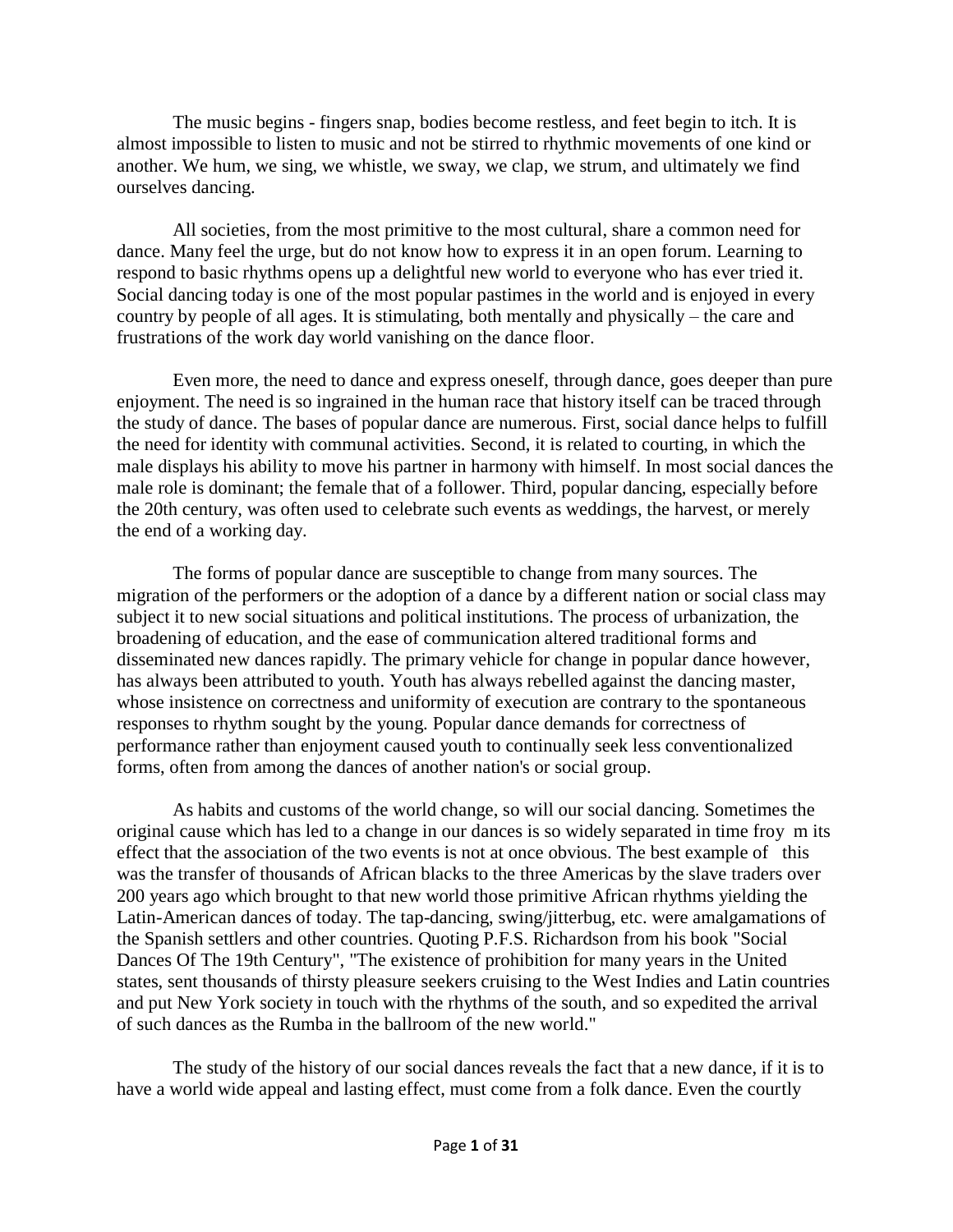The music begins - fingers snap, bodies become restless, and feet begin to itch. It is almost impossible to listen to music and not be stirred to rhythmic movements of one kind or another. We hum, we sing, we whistle, we sway, we clap, we strum, and ultimately we find ourselves dancing.

All societies, from the most primitive to the most cultural, share a common need for dance. Many feel the urge, but do not know how to express it in an open forum. Learning to respond to basic rhythms opens up a delightful new world to everyone who has ever tried it. Social dancing today is one of the most popular pastimes in the world and is enjoyed in every country by people of all ages. It is stimulating, both mentally and physically – the care and frustrations of the work day world vanishing on the dance floor.

Even more, the need to dance and express oneself, through dance, goes deeper than pure enjoyment. The need is so ingrained in the human race that history itself can be traced through the study of dance. The bases of popular dance are numerous. First, social dance helps to fulfill the need for identity with communal activities. Second, it is related to courting, in which the male displays his ability to move his partner in harmony with himself. In most social dances the male role is dominant; the female that of a follower. Third, popular dancing, especially before the 20th century, was often used to celebrate such events as weddings, the harvest, or merely the end of a working day.

The forms of popular dance are susceptible to change from many sources. The migration of the performers or the adoption of a dance by a different nation or social class may subject it to new social situations and political institutions. The process of urbanization, the broadening of education, and the ease of communication altered traditional forms and disseminated new dances rapidly. The primary vehicle for change in popular dance however, has always been attributed to youth. Youth has always rebelled against the dancing master, whose insistence on correctness and uniformity of execution are contrary to the spontaneous responses to rhythm sought by the young. Popular dance demands for correctness of performance rather than enjoyment caused youth to continually seek less conventionalized forms, often from among the dances of another nation's or social group.

As habits and customs of the world change, so will our social dancing. Sometimes the original cause which has led to a change in our dances is so widely separated in time froy m its effect that the association of the two events is not at once obvious. The best example of this was the transfer of thousands of African blacks to the three Americas by the slave traders over 200 years ago which brought to that new world those primitive African rhythms yielding the Latin-American dances of today. The tap-dancing, swing/jitterbug, etc. were amalgamations of the Spanish settlers and other countries. Quoting P.F.S. Richardson from his book "Social Dances Of The 19th Century", "The existence of prohibition for many years in the United states, sent thousands of thirsty pleasure seekers cruising to the West Indies and Latin countries and put New York society in touch with the rhythms of the south, and so expedited the arrival of such dances as the Rumba in the ballroom of the new world."

The study of the history of our social dances reveals the fact that a new dance, if it is to have a world wide appeal and lasting effect, must come from a folk dance. Even the courtly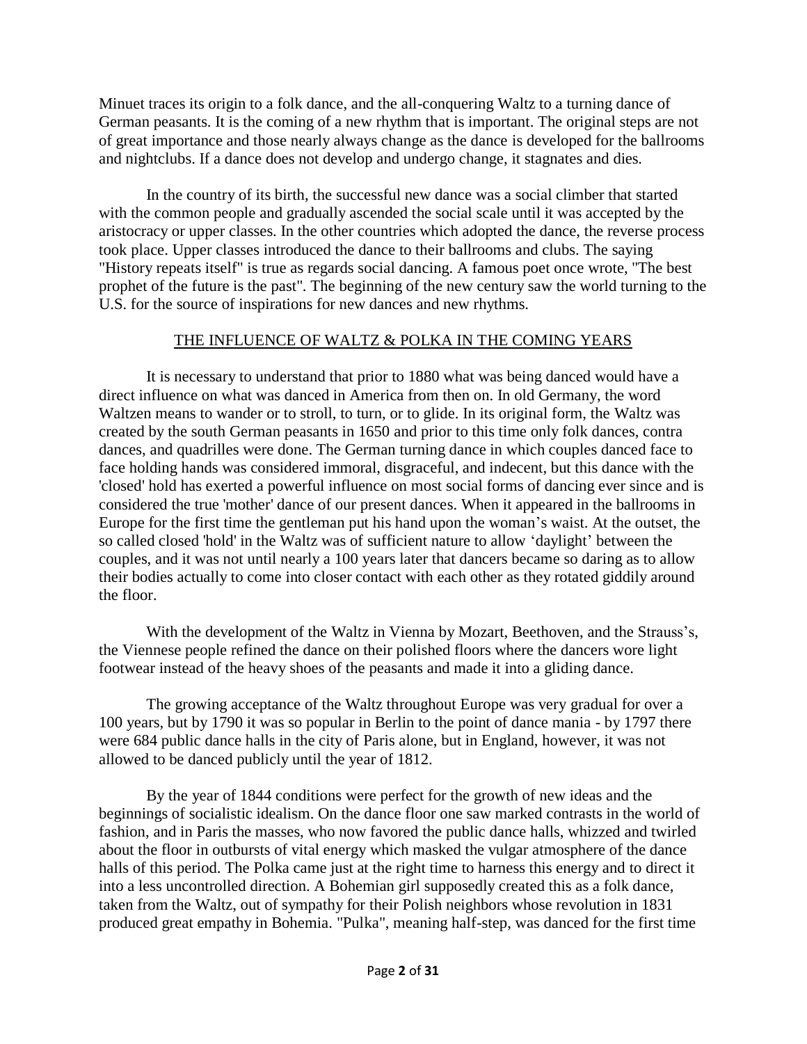Minuet traces its origin to a folk dance, and the all-conquering Waltz to a turning dance of German peasants. It is the coming of a new rhythm that is important. The original steps are not of great importance and those nearly always change as the dance is developed for the ballrooms and nightclubs. If a dance does not develop and undergo change, it stagnates and dies.

In the country of its birth, the successful new dance was a social climber that started with the common people and gradually ascended the social scale until it was accepted by the aristocracy or upper classes. In the other countries which adopted the dance, the reverse process took place. Upper classes introduced the dance to their ballrooms and clubs. The saying "History repeats itself" is true as regards social dancing. A famous poet once wrote, "The best prophet of the future is the past". The beginning of the new century saw the world turning to the U.S. for the source of inspirations for new dances and new rhythms.

## THE INFLUENCE OF WALTZ & POLKA IN THE COMING YEARS

It is necessary to understand that prior to 1880 what was being danced would have a direct influence on what was danced in America from then on. In old Germany, the word Waltzen means to wander or to stroll, to turn, or to glide. In its original form, the Waltz was created by the south German peasants in 1650 and prior to this time only folk dances, contra dances, and quadrilles were done. The German turning dance in which couples danced face to face holding hands was considered immoral, disgraceful, and indecent, but this dance with the 'closed' hold has exerted a powerful influence on most social forms of dancing ever since and is considered the true 'mother' dance of our present dances. When it appeared in the ballrooms in Europe for the first time the gentleman put his hand upon the woman's waist. At the outset, the so called closed 'hold' in the Waltz was of sufficient nature to allow 'daylight' between the couples, and it was not until nearly a 100 years later that dancers became so daring as to allow their bodies actually to come into closer contact with each other as they rotated giddily around the floor.

With the development of the Waltz in Vienna by Mozart, Beethoven, and the Strauss's, the Viennese people refined the dance on their polished floors where the dancers wore light footwear instead of the heavy shoes of the peasants and made it into a gliding dance.

The growing acceptance of the Waltz throughout Europe was very gradual for over a 100 years, but by 1790 it was so popular in Berlin to the point of dance mania - by 1797 there were 684 public dance halls in the city of Paris alone, but in England, however, it was not allowed to be danced publicly until the year of 1812.

By the year of 1844 conditions were perfect for the growth of new ideas and the beginnings of socialistic idealism. On the dance floor one saw marked contrasts in the world of fashion, and in Paris the masses, who now favored the public dance halls, whizzed and twirled about the floor in outbursts of vital energy which masked the vulgar atmosphere of the dance halls of this period. The Polka came just at the right time to harness this energy and to direct it into a less uncontrolled direction. A Bohemian girl supposedly created this as a folk dance, taken from the Waltz, out of sympathy for their Polish neighbors whose revolution in 1831 produced great empathy in Bohemia. "Pulka", meaning half-step, was danced for the first time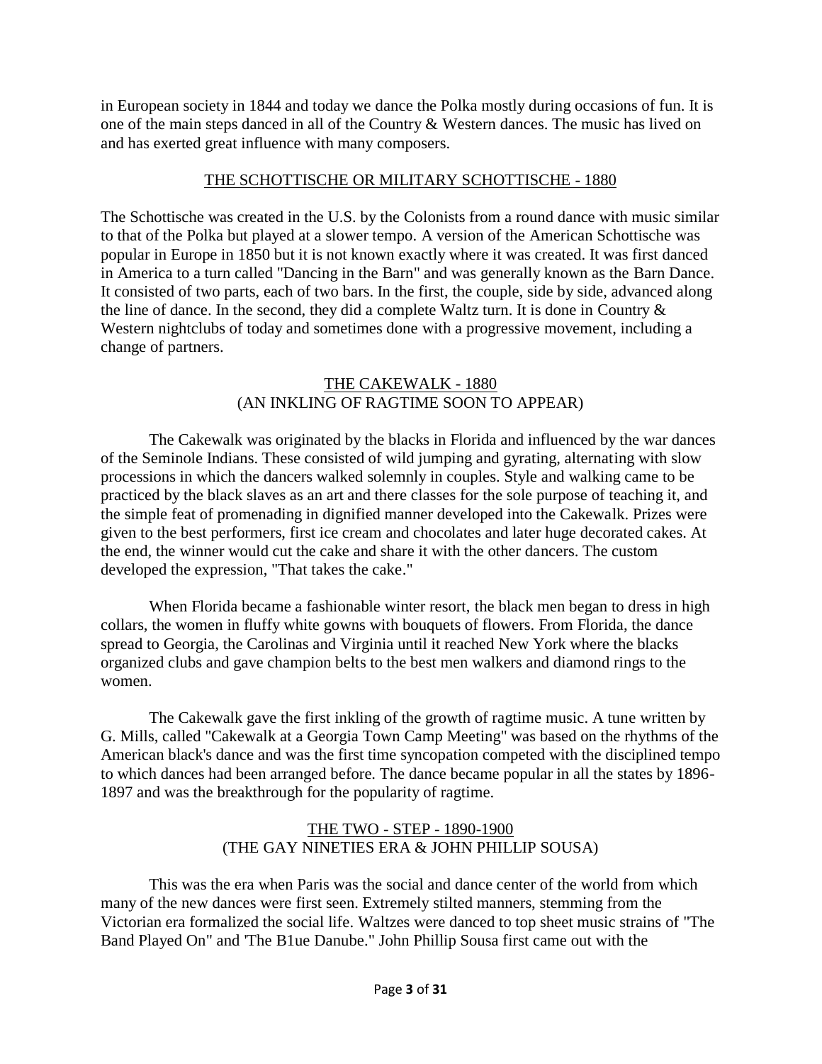in European society in 1844 and today we dance the Polka mostly during occasions of fun. It is one of the main steps danced in all of the Country & Western dances. The music has lived on and has exerted great influence with many composers.

## THE SCHOTTISCHE OR MILITARY SCHOTTISCHE - 1880

The Schottische was created in the U.S. by the Colonists from a round dance with music similar to that of the Polka but played at a slower tempo. A version of the American Schottische was popular in Europe in 1850 but it is not known exactly where it was created. It was first danced in America to a turn called "Dancing in the Barn" and was generally known as the Barn Dance. It consisted of two parts, each of two bars. In the first, the couple, side by side, advanced along the line of dance. In the second, they did a complete Waltz turn. It is done in Country & Western nightclubs of today and sometimes done with a progressive movement, including a change of partners.

## THE CAKEWALK - 1880
### (AN INKLING OF RAGTIME SOON TO APPEAR)

The Cakewalk was originated by the blacks in Florida and influenced by the war dances of the Seminole Indians. These consisted of wild jumping and gyrating, alternating with slow processions in which the dancers walked solemnly in couples. Style and walking came to be practiced by the black slaves as an art and there classes for the sole purpose of teaching it, and the simple feat of promenading in dignified manner developed into the Cakewalk. Prizes were given to the best performers, first ice cream and chocolates and later huge decorated cakes. At the end, the winner would cut the cake and share it with the other dancers. The custom developed the expression, "That takes the cake."

When Florida became a fashionable winter resort, the black men began to dress in high collars, the women in fluffy white gowns with bouquets of flowers. From Florida, the dance spread to Georgia, the Carolinas and Virginia until it reached New York where the blacks organized clubs and gave champion belts to the best men walkers and diamond rings to the women.

The Cakewalk gave the first inkling of the growth of ragtime music. A tune written by G. Mills, called "Cakewalk at a Georgia Town Camp Meeting" was based on the rhythms of the American black's dance and was the first time syncopation competed with the disciplined tempo to which dances had been arranged before. The dance became popular in all the states by 1896-1897 and was the breakthrough for the popularity of ragtime.

## THE TWO - STEP - 1890-1900
### (THE GAY NINETIES ERA & JOHN PHILLIP SOUSA)

This was the era when Paris was the social and dance center of the world from which many of the new dances were first seen. Extremely stilted manners, stemming from the Victorian era formalized the social life. Waltzes were danced to top sheet music strains of "The Band Played On" and 'The B1ue Danube." John Phillip Sousa first came out with the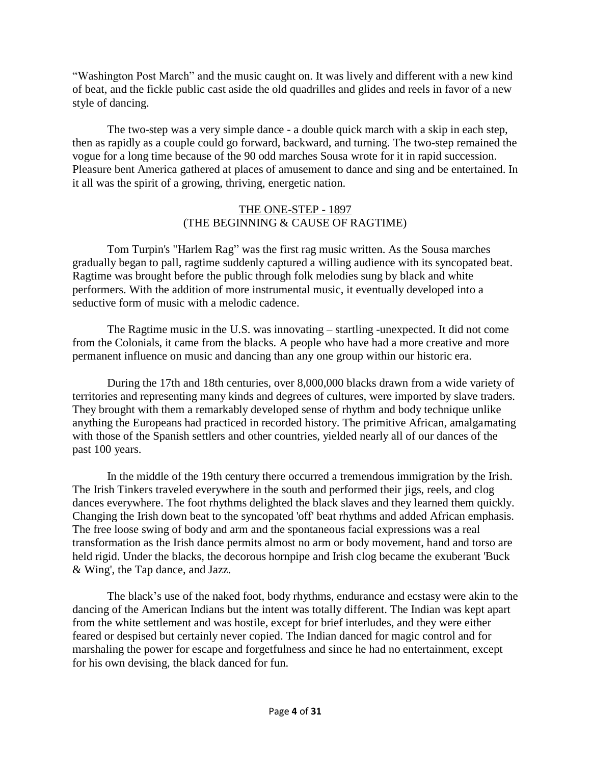"Washington Post March" and the music caught on. It was lively and different with a new kind of beat, and the fickle public cast aside the old quadrilles and glides and reels in favor of a new style of dancing.

The two-step was a very simple dance - a double quick march with a skip in each step, then as rapidly as a couple could go forward, backward, and turning. The two-step remained the vogue for a long time because of the 90 odd marches Sousa wrote for it in rapid succession. Pleasure bent America gathered at places of amusement to dance and sing and be entertained. In it all was the spirit of a growing, thriving, energetic nation.

## THE ONE-STEP - 1897
### (THE BEGINNING & CAUSE OF RAGTIME)

Tom Turpin's "Harlem Rag" was the first rag music written. As the Sousa marches gradually began to pall, ragtime suddenly captured a willing audience with its syncopated beat. Ragtime was brought before the public through folk melodies sung by black and white performers. With the addition of more instrumental music, it eventually developed into a seductive form of music with a melodic cadence.

The Ragtime music in the U.S. was innovating – startling -unexpected. It did not come from the Colonials, it came from the blacks. A people who have had a more creative and more permanent influence on music and dancing than any one group within our historic era.

During the 17th and 18th centuries, over 8,000,000 blacks drawn from a wide variety of territories and representing many kinds and degrees of cultures, were imported by slave traders. They brought with them a remarkably developed sense of rhythm and body technique unlike anything the Europeans had practiced in recorded history. The primitive African, amalgamating with those of the Spanish settlers and other countries, yielded nearly all of our dances of the past 100 years.

In the middle of the 19th century there occurred a tremendous immigration by the Irish. The Irish Tinkers traveled everywhere in the south and performed their jigs, reels, and clog dances everywhere. The foot rhythms delighted the black slaves and they learned them quickly. Changing the Irish down beat to the syncopated 'off' beat rhythms and added African emphasis. The free loose swing of body and arm and the spontaneous facial expressions was a real transformation as the Irish dance permits almost no arm or body movement, hand and torso are held rigid. Under the blacks, the decorous hornpipe and Irish clog became the exuberant 'Buck & Wing', the Tap dance, and Jazz.

The black's use of the naked foot, body rhythms, endurance and ecstasy were akin to the dancing of the American Indians but the intent was totally different. The Indian was kept apart from the white settlement and was hostile, except for brief interludes, and they were either feared or despised but certainly never copied. The Indian danced for magic control and for marshaling the power for escape and forgetfulness and since he had no entertainment, except for his own devising, the black danced for fun.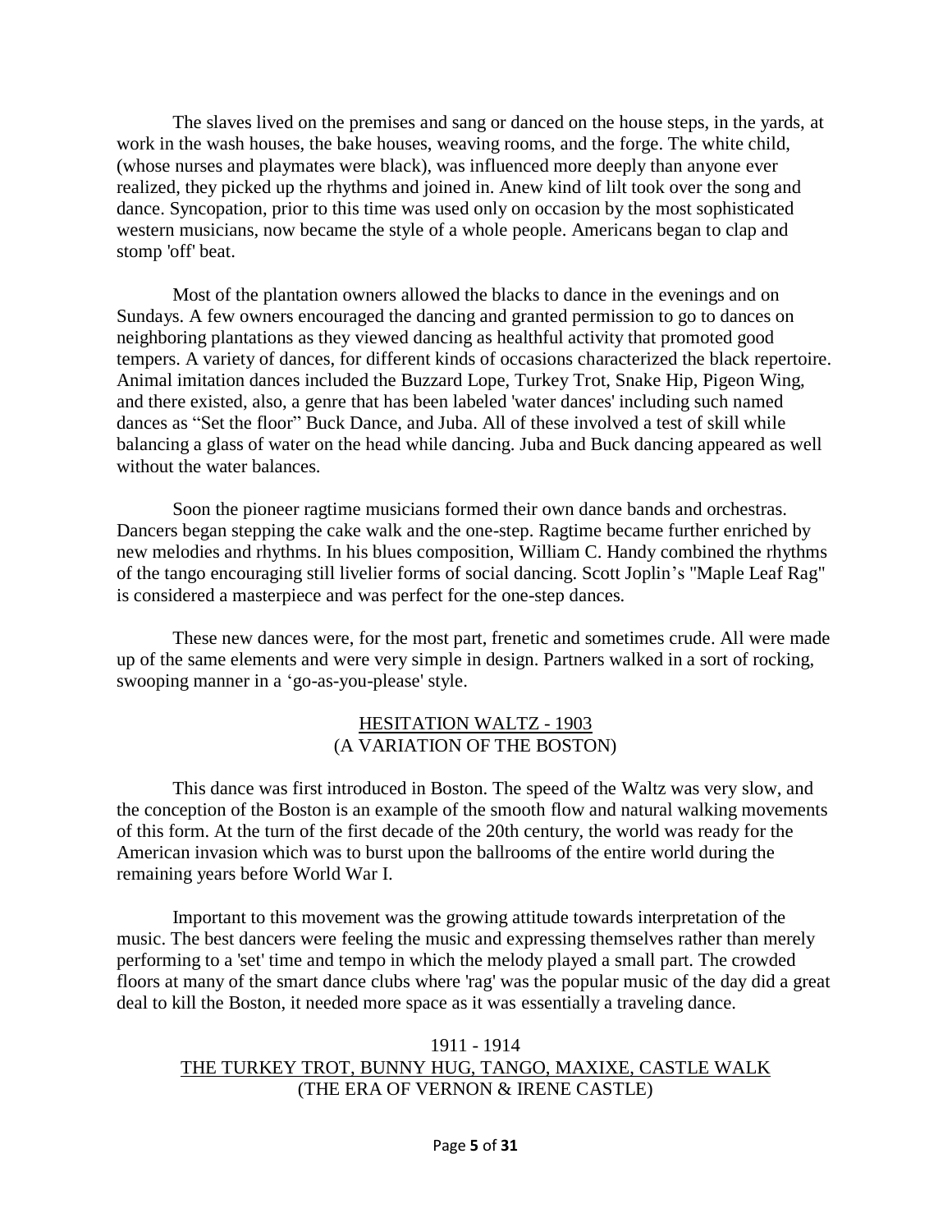The slaves lived on the premises and sang or danced on the house steps, in the yards, at work in the wash houses, the bake houses, weaving rooms, and the forge. The white child, (whose nurses and playmates were black), was influenced more deeply than anyone ever realized, they picked up the rhythms and joined in. Anew kind of lilt took over the song and dance. Syncopation, prior to this time was used only on occasion by the most sophisticated western musicians, now became the style of a whole people. Americans began to clap and stomp 'off' beat.

Most of the plantation owners allowed the blacks to dance in the evenings and on Sundays. A few owners encouraged the dancing and granted permission to go to dances on neighboring plantations as they viewed dancing as healthful activity that promoted good tempers. A variety of dances, for different kinds of occasions characterized the black repertoire. Animal imitation dances included the Buzzard Lope, Turkey Trot, Snake Hip, Pigeon Wing, and there existed, also, a genre that has been labeled 'water dances' including such named dances as “Set the floor” Buck Dance, and Juba. All of these involved a test of skill while balancing a glass of water on the head while dancing. Juba and Buck dancing appeared as well without the water balances.

Soon the pioneer ragtime musicians formed their own dance bands and orchestras. Dancers began stepping the cake walk and the one-step. Ragtime became further enriched by new melodies and rhythms. In his blues composition, William C. Handy combined the rhythms of the tango encouraging still livelier forms of social dancing. Scott Joplin’s "Maple Leaf Rag" is considered a masterpiece and was perfect for the one-step dances.

These new dances were, for the most part, frenetic and sometimes crude. All were made up of the same elements and were very simple in design. Partners walked in a sort of rocking, swooping manner in a ‘go-as-you-please' style.

## HESITATION WALTZ - 1903
### (A VARIATION OF THE BOSTON)

This dance was first introduced in Boston. The speed of the Waltz was very slow, and the conception of the Boston is an example of the smooth flow and natural walking movements of this form. At the turn of the first decade of the 20th century, the world was ready for the American invasion which was to burst upon the ballrooms of the entire world during the remaining years before World War I.

Important to this movement was the growing attitude towards interpretation of the music. The best dancers were feeling the music and expressing themselves rather than merely performing to a 'set' time and tempo in which the melody played a small part. The crowded floors at many of the smart dance clubs where 'rag' was the popular music of the day did a great deal to kill the Boston, it needed more space as it was essentially a traveling dance.

## 1911 - 1914
## THE TURKEY TROT, BUNNY HUG, TANGO, MAXIXE, CASTLE WALK
### (THE ERA OF VERNON & IRENE CASTLE)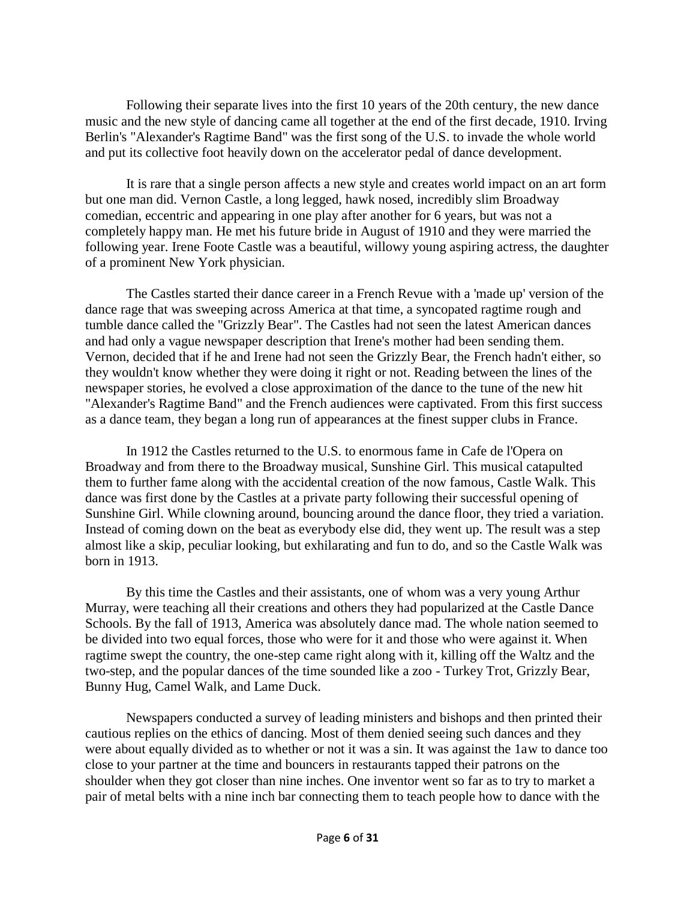Following their separate lives into the first 10 years of the 20th century, the new dance music and the new style of dancing came all together at the end of the first decade, 1910. Irving Berlin's "Alexander's Ragtime Band" was the first song of the U.S. to invade the whole world and put its collective foot heavily down on the accelerator pedal of dance development.

It is rare that a single person affects a new style and creates world impact on an art form but one man did. Vernon Castle, a long legged, hawk nosed, incredibly slim Broadway comedian, eccentric and appearing in one play after another for 6 years, but was not a completely happy man. He met his future bride in August of 1910 and they were married the following year. Irene Foote Castle was a beautiful, willowy young aspiring actress, the daughter of a prominent New York physician.

The Castles started their dance career in a French Revue with a 'made up' version of the dance rage that was sweeping across America at that time, a syncopated ragtime rough and tumble dance called the "Grizzly Bear". The Castles had not seen the latest American dances and had only a vague newspaper description that Irene's mother had been sending them. Vernon, decided that if he and Irene had not seen the Grizzly Bear, the French hadn't either, so they wouldn't know whether they were doing it right or not. Reading between the lines of the newspaper stories, he evolved a close approximation of the dance to the tune of the new hit "Alexander's Ragtime Band" and the French audiences were captivated. From this first success as a dance team, they began a long run of appearances at the finest supper clubs in France.

In 1912 the Castles returned to the U.S. to enormous fame in Cafe de l'Opera on Broadway and from there to the Broadway musical, Sunshine Girl. This musical catapulted them to further fame along with the accidental creation of the now famous, Castle Walk. This dance was first done by the Castles at a private party following their successful opening of Sunshine Girl. While clowning around, bouncing around the dance floor, they tried a variation. Instead of coming down on the beat as everybody else did, they went up. The result was a step almost like a skip, peculiar looking, but exhilarating and fun to do, and so the Castle Walk was born in 1913.

By this time the Castles and their assistants, one of whom was a very young Arthur Murray, were teaching all their creations and others they had popularized at the Castle Dance Schools. By the fall of 1913, America was absolutely dance mad. The whole nation seemed to be divided into two equal forces, those who were for it and those who were against it. When ragtime swept the country, the one-step came right along with it, killing off the Waltz and the two-step, and the popular dances of the time sounded like a zoo - Turkey Trot, Grizzly Bear, Bunny Hug, Camel Walk, and Lame Duck.

Newspapers conducted a survey of leading ministers and bishops and then printed their cautious replies on the ethics of dancing. Most of them denied seeing such dances and they were about equally divided as to whether or not it was a sin. It was against the 1aw to dance too close to your partner at the time and bouncers in restaurants tapped their patrons on the shoulder when they got closer than nine inches. One inventor went so far as to try to market a pair of metal belts with a nine inch bar connecting them to teach people how to dance with the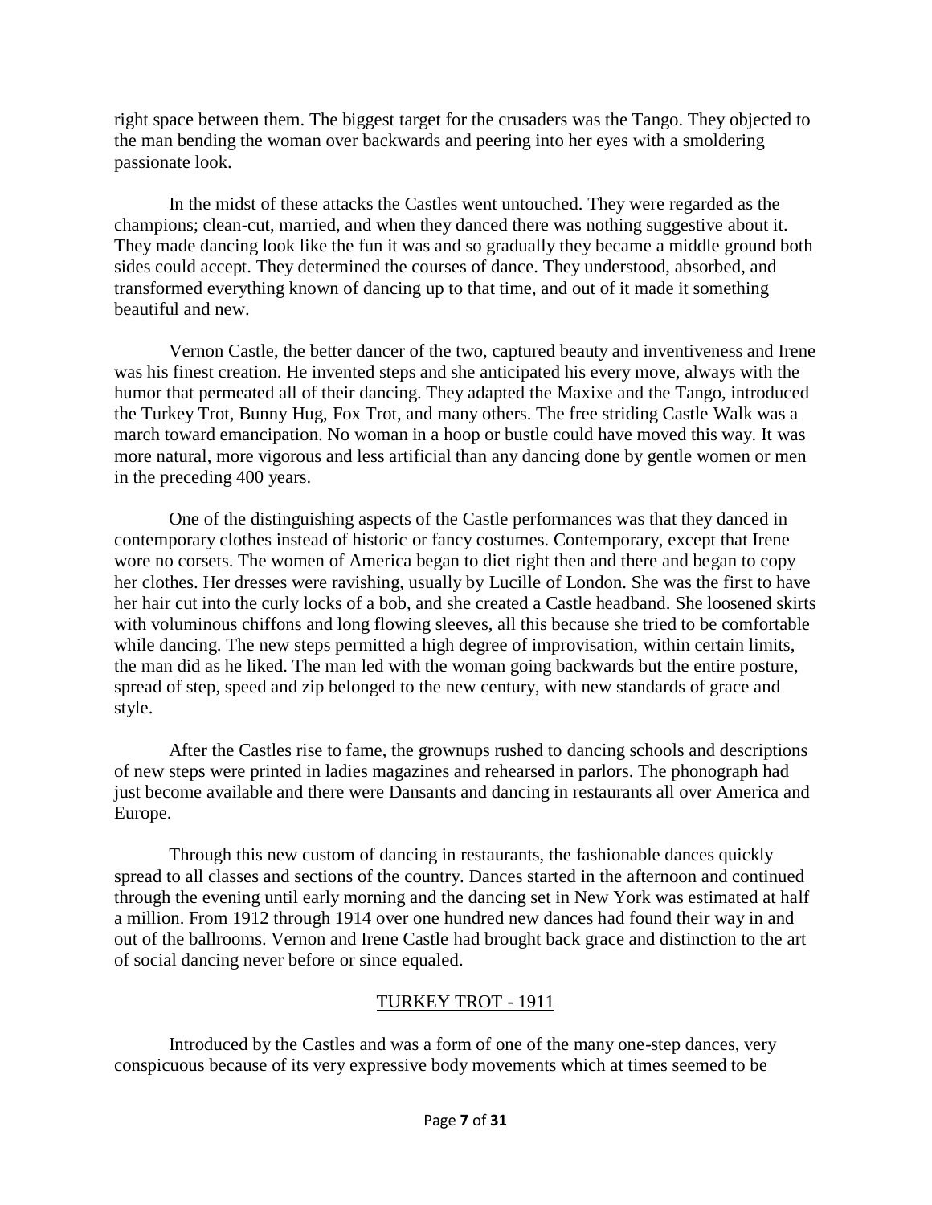right space between them. The biggest target for the crusaders was the Tango. They objected to the man bending the woman over backwards and peering into her eyes with a smoldering passionate look.

In the midst of these attacks the Castles went untouched. They were regarded as the champions; clean-cut, married, and when they danced there was nothing suggestive about it. They made dancing look like the fun it was and so gradually they became a middle ground both sides could accept. They determined the courses of dance. They understood, absorbed, and transformed everything known of dancing up to that time, and out of it made it something beautiful and new.

Vernon Castle, the better dancer of the two, captured beauty and inventiveness and Irene was his finest creation. He invented steps and she anticipated his every move, always with the humor that permeated all of their dancing. They adapted the Maxixe and the Tango, introduced the Turkey Trot, Bunny Hug, Fox Trot, and many others. The free striding Castle Walk was a march toward emancipation. No woman in a hoop or bustle could have moved this way. It was more natural, more vigorous and less artificial than any dancing done by gentle women or men in the preceding 400 years.

One of the distinguishing aspects of the Castle performances was that they danced in contemporary clothes instead of historic or fancy costumes. Contemporary, except that Irene wore no corsets. The women of America began to diet right then and there and began to copy her clothes. Her dresses were ravishing, usually by Lucille of London. She was the first to have her hair cut into the curly locks of a bob, and she created a Castle headband. She loosened skirts with voluminous chiffons and long flowing sleeves, all this because she tried to be comfortable while dancing. The new steps permitted a high degree of improvisation, within certain limits, the man did as he liked. The man led with the woman going backwards but the entire posture, spread of step, speed and zip belonged to the new century, with new standards of grace and style.

After the Castles rise to fame, the grownups rushed to dancing schools and descriptions of new steps were printed in ladies magazines and rehearsed in parlors. The phonograph had just become available and there were Dansants and dancing in restaurants all over America and Europe.

Through this new custom of dancing in restaurants, the fashionable dances quickly spread to all classes and sections of the country. Dances started in the afternoon and continued through the evening until early morning and the dancing set in New York was estimated at half a million. From 1912 through 1914 over one hundred new dances had found their way in and out of the ballrooms. Vernon and Irene Castle had brought back grace and distinction to the art of social dancing never before or since equaled.

## TURKEY TROT - 1911

Introduced by the Castles and was a form of one of the many one-step dances, very conspicuous because of its very expressive body movements which at times seemed to be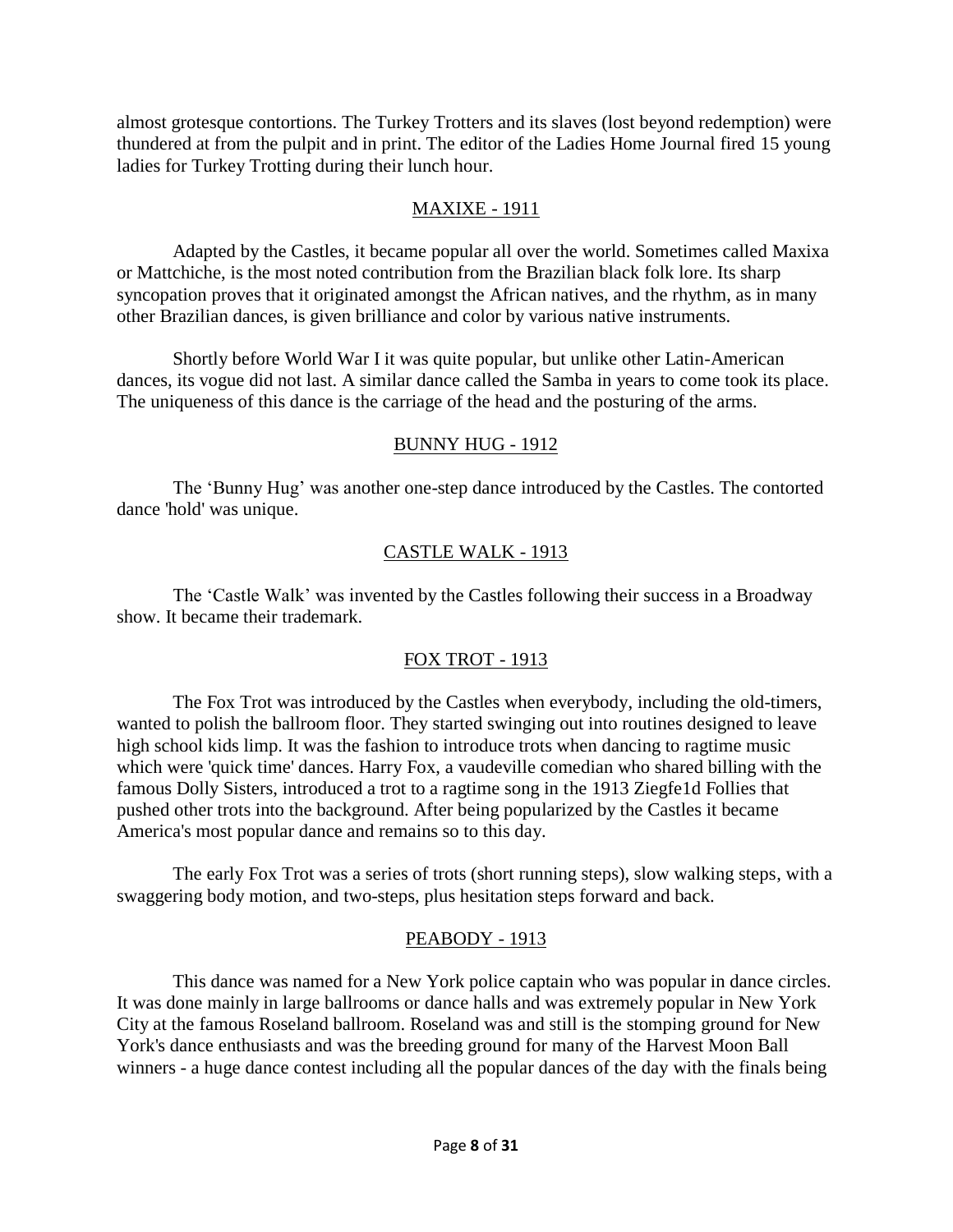almost grotesque contortions. The Turkey Trotters and its slaves (lost beyond redemption) were thundered at from the pulpit and in print. The editor of the Ladies Home Journal fired 15 young ladies for Turkey Trotting during their lunch hour.

## MAXIXE - 1911

Adapted by the Castles, it became popular all over the world. Sometimes called Maxixa or Mattchiche, is the most noted contribution from the Brazilian black folk lore. Its sharp syncopation proves that it originated amongst the African natives, and the rhythm, as in many other Brazilian dances, is given brilliance and color by various native instruments.

Shortly before World War I it was quite popular, but unlike other Latin-American dances, its vogue did not last. A similar dance called the Samba in years to come took its place. The uniqueness of this dance is the carriage of the head and the posturing of the arms.

## BUNNY HUG - 1912

The 'Bunny Hug' was another one-step dance introduced by the Castles. The contorted dance 'hold' was unique.

## CASTLE WALK - 1913

The 'Castle Walk' was invented by the Castles following their success in a Broadway show. It became their trademark.

## FOX TROT - 1913

The Fox Trot was introduced by the Castles when everybody, including the old-timers, wanted to polish the ballroom floor. They started swinging out into routines designed to leave high school kids limp. It was the fashion to introduce trots when dancing to ragtime music which were 'quick time' dances. Harry Fox, a vaudeville comedian who shared billing with the famous Dolly Sisters, introduced a trot to a ragtime song in the 1913 Ziegfe1d Follies that pushed other trots into the background. After being popularized by the Castles it became America's most popular dance and remains so to this day.

The early Fox Trot was a series of trots (short running steps), slow walking steps, with a swaggering body motion, and two-steps, plus hesitation steps forward and back.

## PEABODY - 1913

This dance was named for a New York police captain who was popular in dance circles. It was done mainly in large ballrooms or dance halls and was extremely popular in New York City at the famous Roseland ballroom. Roseland was and still is the stomping ground for New York's dance enthusiasts and was the breeding ground for many of the Harvest Moon Ball winners - a huge dance contest including all the popular dances of the day with the finals being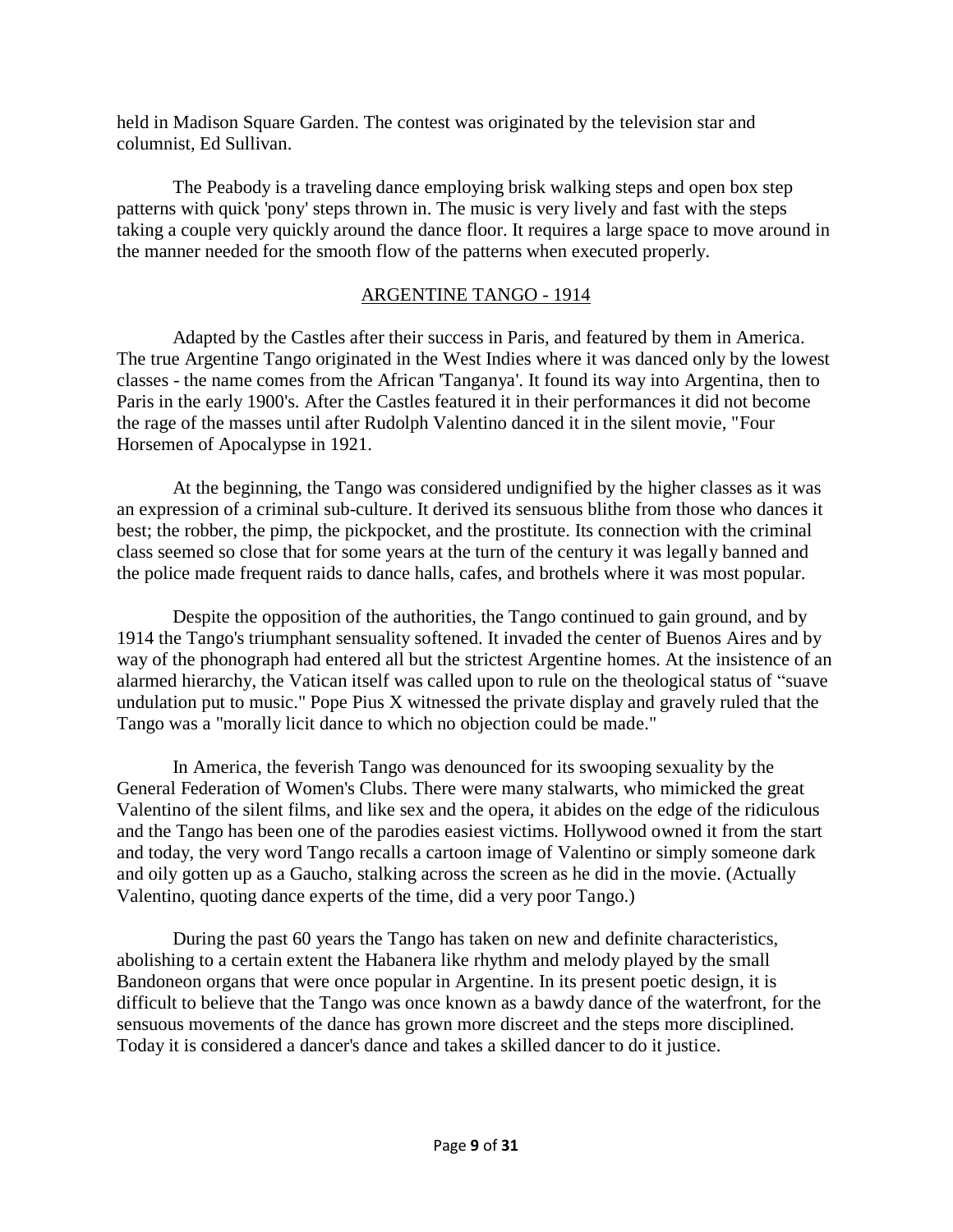held in Madison Square Garden. The contest was originated by the television star and columnist, Ed Sullivan.

The Peabody is a traveling dance employing brisk walking steps and open box step patterns with quick 'pony' steps thrown in. The music is very lively and fast with the steps taking a couple very quickly around the dance floor. It requires a large space to move around in the manner needed for the smooth flow of the patterns when executed properly.

## ARGENTINE TANGO - 1914

Adapted by the Castles after their success in Paris, and featured by them in America. The true Argentine Tango originated in the West Indies where it was danced only by the lowest classes - the name comes from the African 'Tanganya'. It found its way into Argentina, then to Paris in the early 1900's. After the Castles featured it in their performances it did not become the rage of the masses until after Rudolph Valentino danced it in the silent movie, "Four Horsemen of Apocalypse in 1921.

At the beginning, the Tango was considered undignified by the higher classes as it was an expression of a criminal sub-culture. It derived its sensuous blithe from those who dances it best; the robber, the pimp, the pickpocket, and the prostitute. Its connection with the criminal class seemed so close that for some years at the turn of the century it was legally banned and the police made frequent raids to dance halls, cafes, and brothels where it was most popular.

Despite the opposition of the authorities, the Tango continued to gain ground, and by 1914 the Tango's triumphant sensuality softened. It invaded the center of Buenos Aires and by way of the phonograph had entered all but the strictest Argentine homes. At the insistence of an alarmed hierarchy, the Vatican itself was called upon to rule on the theological status of "suave undulation put to music." Pope Pius X witnessed the private display and gravely ruled that the Tango was a "morally licit dance to which no objection could be made."

In America, the feverish Tango was denounced for its swooping sexuality by the General Federation of Women's Clubs. There were many stalwarts, who mimicked the great Valentino of the silent films, and like sex and the opera, it abides on the edge of the ridiculous and the Tango has been one of the parodies easiest victims. Hollywood owned it from the start and today, the very word Tango recalls a cartoon image of Valentino or simply someone dark and oily gotten up as a Gaucho, stalking across the screen as he did in the movie. (Actually Valentino, quoting dance experts of the time, did a very poor Tango.)

During the past 60 years the Tango has taken on new and definite characteristics, abolishing to a certain extent the Habanera like rhythm and melody played by the small Bandoneon organs that were once popular in Argentine. In its present poetic design, it is difficult to believe that the Tango was once known as a bawdy dance of the waterfront, for the sensuous movements of the dance has grown more discreet and the steps more disciplined. Today it is considered a dancer's dance and takes a skilled dancer to do it justice.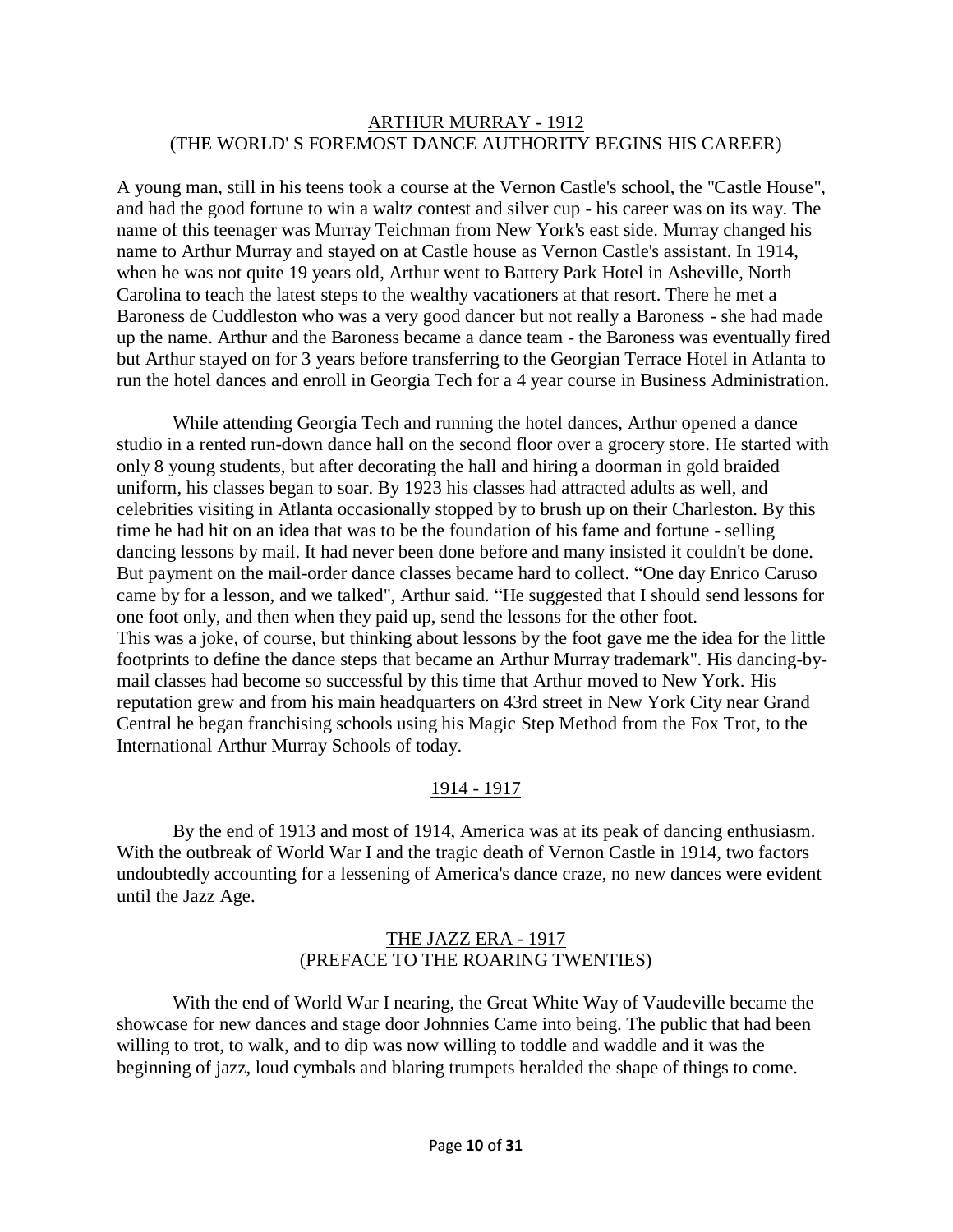## ARTHUR MURRAY - 1912
## (THE WORLD' S FOREMOST DANCE AUTHORITY BEGINS HIS CAREER)

A young man, still in his teens took a course at the Vernon Castle's school, the "Castle House", and had the good fortune to win a waltz contest and silver cup - his career was on its way. The name of this teenager was Murray Teichman from New York's east side. Murray changed his name to Arthur Murray and stayed on at Castle house as Vernon Castle's assistant. In 1914, when he was not quite 19 years old, Arthur went to Battery Park Hotel in Asheville, North Carolina to teach the latest steps to the wealthy vacationers at that resort. There he met a Baroness de Cuddleston who was a very good dancer but not really a Baroness - she had made up the name. Arthur and the Baroness became a dance team - the Baroness was eventually fired but Arthur stayed on for 3 years before transferring to the Georgian Terrace Hotel in Atlanta to run the hotel dances and enroll in Georgia Tech for a 4 year course in Business Administration.

While attending Georgia Tech and running the hotel dances, Arthur opened a dance studio in a rented run-down dance hall on the second floor over a grocery store. He started with only 8 young students, but after decorating the hall and hiring a doorman in gold braided uniform, his classes began to soar. By 1923 his classes had attracted adults as well, and celebrities visiting in Atlanta occasionally stopped by to brush up on their Charleston. By this time he had hit on an idea that was to be the foundation of his fame and fortune - selling dancing lessons by mail. It had never been done before and many insisted it couldn't be done. But payment on the mail-order dance classes became hard to collect. "One day Enrico Caruso came by for a lesson, and we talked", Arthur said. "He suggested that I should send lessons for one foot only, and then when they paid up, send the lessons for the other foot. This was a joke, of course, but thinking about lessons by the foot gave me the idea for the little footprints to define the dance steps that became an Arthur Murray trademark". His dancing-by-mail classes had become so successful by this time that Arthur moved to New York. His reputation grew and from his main headquarters on 43rd street in New York City near Grand Central he began franchising schools using his Magic Step Method from the Fox Trot, to the International Arthur Murray Schools of today.

## 1914 - 1917

By the end of 1913 and most of 1914, America was at its peak of dancing enthusiasm. With the outbreak of World War I and the tragic death of Vernon Castle in 1914, two factors undoubtedly accounting for a lessening of America's dance craze, no new dances were evident until the Jazz Age.

## THE JAZZ ERA - 1917
## (PREFACE TO THE ROARING TWENTIES)

With the end of World War I nearing, the Great White Way of Vaudeville became the showcase for new dances and stage door Johnnies Came into being. The public that had been willing to trot, to walk, and to dip was now willing to toddle and waddle and it was the beginning of jazz, loud cymbals and blaring trumpets heralded the shape of things to come.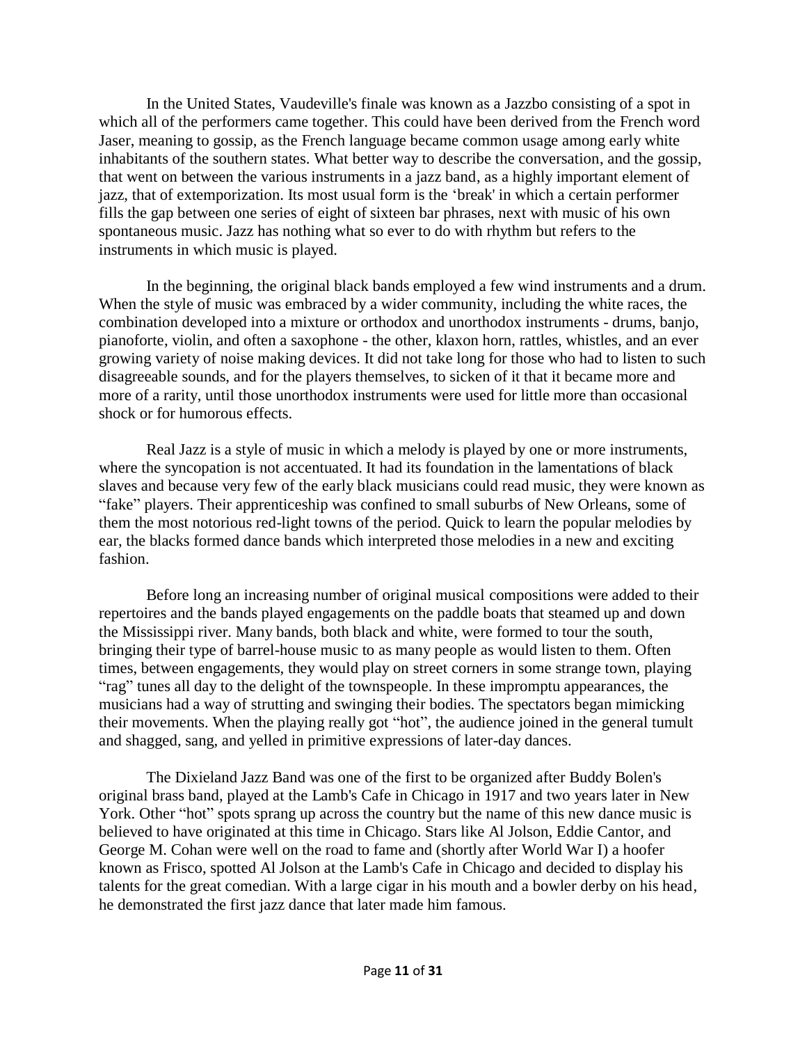In the United States, Vaudeville's finale was known as a Jazzbo consisting of a spot in which all of the performers came together. This could have been derived from the French word Jaser, meaning to gossip, as the French language became common usage among early white inhabitants of the southern states. What better way to describe the conversation, and the gossip, that went on between the various instruments in a jazz band, as a highly important element of jazz, that of extemporization. Its most usual form is the 'break' in which a certain performer fills the gap between one series of eight of sixteen bar phrases, next with music of his own spontaneous music. Jazz has nothing what so ever to do with rhythm but refers to the instruments in which music is played.

In the beginning, the original black bands employed a few wind instruments and a drum. When the style of music was embraced by a wider community, including the white races, the combination developed into a mixture or orthodox and unorthodox instruments - drums, banjo, pianoforte, violin, and often a saxophone - the other, klaxon horn, rattles, whistles, and an ever growing variety of noise making devices. It did not take long for those who had to listen to such disagreeable sounds, and for the players themselves, to sicken of it that it became more and more of a rarity, until those unorthodox instruments were used for little more than occasional shock or for humorous effects.

Real Jazz is a style of music in which a melody is played by one or more instruments, where the syncopation is not accentuated. It had its foundation in the lamentations of black slaves and because very few of the early black musicians could read music, they were known as "fake" players. Their apprenticeship was confined to small suburbs of New Orleans, some of them the most notorious red-light towns of the period. Quick to learn the popular melodies by ear, the blacks formed dance bands which interpreted those melodies in a new and exciting fashion.

Before long an increasing number of original musical compositions were added to their repertoires and the bands played engagements on the paddle boats that steamed up and down the Mississippi river. Many bands, both black and white, were formed to tour the south, bringing their type of barrel-house music to as many people as would listen to them. Often times, between engagements, they would play on street corners in some strange town, playing "rag" tunes all day to the delight of the townspeople. In these impromptu appearances, the musicians had a way of strutting and swinging their bodies. The spectators began mimicking their movements. When the playing really got "hot", the audience joined in the general tumult and shagged, sang, and yelled in primitive expressions of later-day dances.

The Dixieland Jazz Band was one of the first to be organized after Buddy Bolen's original brass band, played at the Lamb's Cafe in Chicago in 1917 and two years later in New York. Other "hot" spots sprang up across the country but the name of this new dance music is believed to have originated at this time in Chicago. Stars like Al Jolson, Eddie Cantor, and George M. Cohan were well on the road to fame and (shortly after World War I) a hoofer known as Frisco, spotted Al Jolson at the Lamb's Cafe in Chicago and decided to display his talents for the great comedian. With a large cigar in his mouth and a bowler derby on his head, he demonstrated the first jazz dance that later made him famous.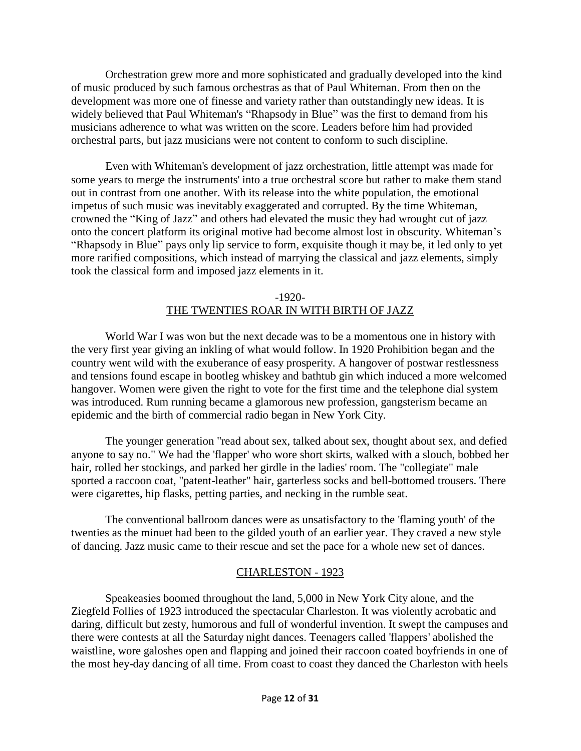Orchestration grew more and more sophisticated and gradually developed into the kind of music produced by such famous orchestras as that of Paul Whiteman. From then on the development was more one of finesse and variety rather than outstandingly new ideas. It is widely believed that Paul Whiteman's "Rhapsody in Blue" was the first to demand from his musicians adherence to what was written on the score. Leaders before him had provided orchestral parts, but jazz musicians were not content to conform to such discipline.

Even with Whiteman's development of jazz orchestration, little attempt was made for some years to merge the instruments' into a true orchestral score but rather to make them stand out in contrast from one another. With its release into the white population, the emotional impetus of such music was inevitably exaggerated and corrupted. By the time Whiteman, crowned the "King of Jazz" and others had elevated the music they had wrought cut of jazz onto the concert platform its original motive had become almost lost in obscurity. Whiteman's "Rhapsody in Blue" pays only lip service to form, exquisite though it may be, it led only to yet more rarified compositions, which instead of marrying the classical and jazz elements, simply took the classical form and imposed jazz elements in it.

## -1920-
## THE TWENTIES ROAR IN WITH BIRTH OF JAZZ

World War I was won but the next decade was to be a momentous one in history with the very first year giving an inkling of what would follow. In 1920 Prohibition began and the country went wild with the exuberance of easy prosperity. A hangover of postwar restlessness and tensions found escape in bootleg whiskey and bathtub gin which induced a more welcomed hangover. Women were given the right to vote for the first time and the telephone dial system was introduced. Rum running became a glamorous new profession, gangsterism became an epidemic and the birth of commercial radio began in New York City.

The younger generation "read about sex, talked about sex, thought about sex, and defied anyone to say no." We had the 'flapper' who wore short skirts, walked with a slouch, bobbed her hair, rolled her stockings, and parked her girdle in the ladies' room. The "collegiate" male sported a raccoon coat, "patent-leather" hair, garterless socks and bell-bottomed trousers. There were cigarettes, hip flasks, petting parties, and necking in the rumble seat.

The conventional ballroom dances were as unsatisfactory to the 'flaming youth' of the twenties as the minuet had been to the gilded youth of an earlier year. They craved a new style of dancing. Jazz music came to their rescue and set the pace for a whole new set of dances.

## CHARLESTON - 1923

Speakeasies boomed throughout the land, 5,000 in New York City alone, and the Ziegfeld Follies of 1923 introduced the spectacular Charleston. It was violently acrobatic and daring, difficult but zesty, humorous and full of wonderful invention. It swept the campuses and there were contests at all the Saturday night dances. Teenagers called 'flappers' abolished the waistline, wore galoshes open and flapping and joined their raccoon coated boyfriends in one of the most hey-day dancing of all time. From coast to coast they danced the Charleston with heels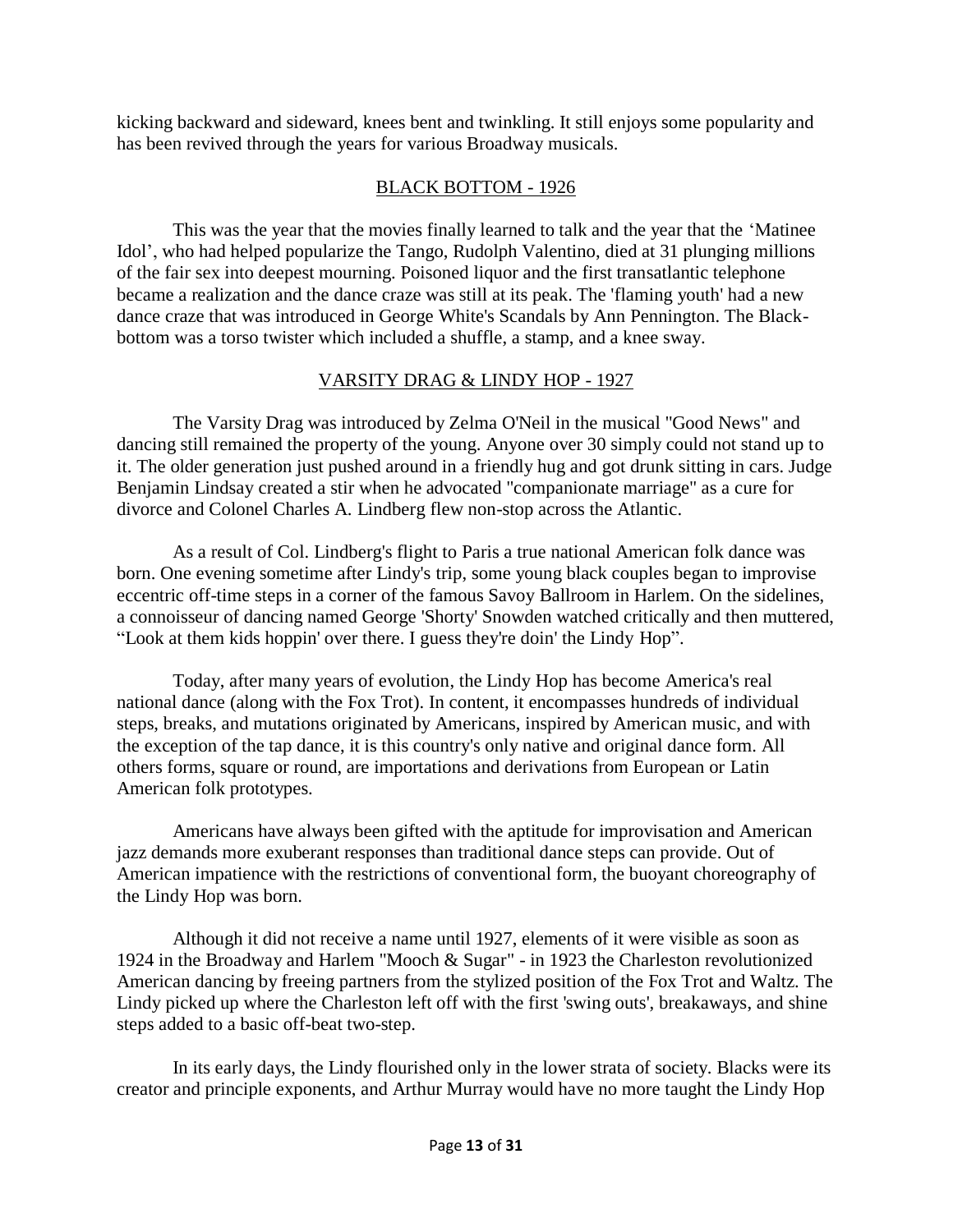kicking backward and sideward, knees bent and twinkling. It still enjoys some popularity and has been revived through the years for various Broadway musicals.

## BLACK BOTTOM - 1926

This was the year that the movies finally learned to talk and the year that the 'Matinee Idol', who had helped popularize the Tango, Rudolph Valentino, died at 31 plunging millions of the fair sex into deepest mourning. Poisoned liquor and the first transatlantic telephone became a realization and the dance craze was still at its peak. The 'flaming youth' had a new dance craze that was introduced in George White's Scandals by Ann Pennington. The Black-bottom was a torso twister which included a shuffle, a stamp, and a knee sway.

## VARSITY DRAG & LINDY HOP - 1927

The Varsity Drag was introduced by Zelma O'Neil in the musical "Good News" and dancing still remained the property of the young. Anyone over 30 simply could not stand up to it. The older generation just pushed around in a friendly hug and got drunk sitting in cars. Judge Benjamin Lindsay created a stir when he advocated "companionate marriage" as a cure for divorce and Colonel Charles A. Lindberg flew non-stop across the Atlantic.

As a result of Col. Lindberg's flight to Paris a true national American folk dance was born. One evening sometime after Lindy's trip, some young black couples began to improvise eccentric off-time steps in a corner of the famous Savoy Ballroom in Harlem. On the sidelines, a connoisseur of dancing named George 'Shorty' Snowden watched critically and then muttered, "Look at them kids hoppin' over there. I guess they're doin' the Lindy Hop".

Today, after many years of evolution, the Lindy Hop has become America's real national dance (along with the Fox Trot). In content, it encompasses hundreds of individual steps, breaks, and mutations originated by Americans, inspired by American music, and with the exception of the tap dance, it is this country's only native and original dance form. All others forms, square or round, are importations and derivations from European or Latin American folk prototypes.

Americans have always been gifted with the aptitude for improvisation and American jazz demands more exuberant responses than traditional dance steps can provide. Out of American impatience with the restrictions of conventional form, the buoyant choreography of the Lindy Hop was born.

Although it did not receive a name until 1927, elements of it were visible as soon as 1924 in the Broadway and Harlem "Mooch & Sugar" - in 1923 the Charleston revolutionized American dancing by freeing partners from the stylized position of the Fox Trot and Waltz. The Lindy picked up where the Charleston left off with the first 'swing outs', breakaways, and shine steps added to a basic off-beat two-step.

In its early days, the Lindy flourished only in the lower strata of society. Blacks were its creator and principle exponents, and Arthur Murray would have no more taught the Lindy Hop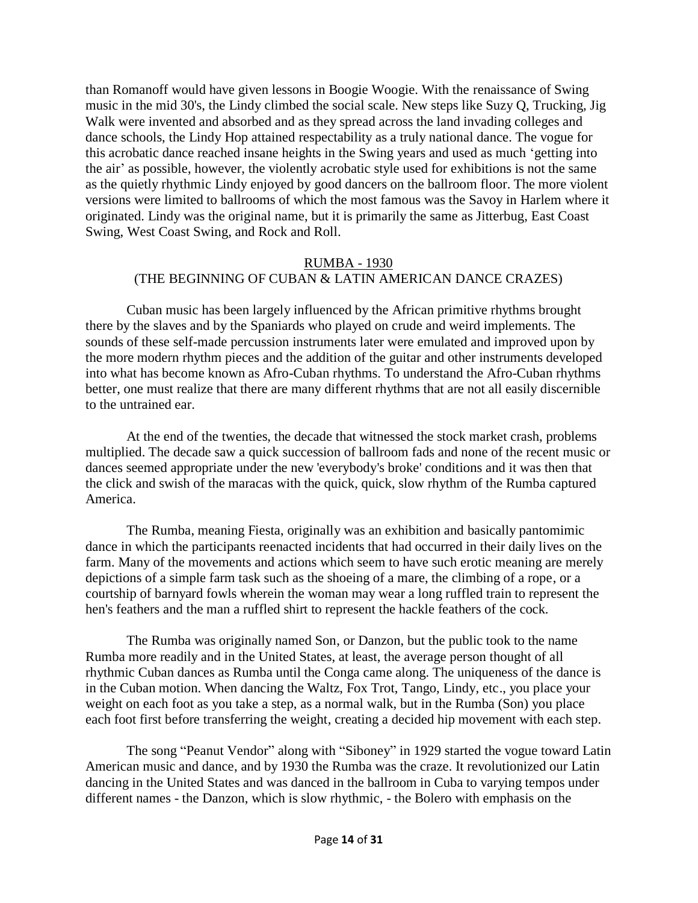than Romanoff would have given lessons in Boogie Woogie. With the renaissance of Swing music in the mid 30's, the Lindy climbed the social scale. New steps like Suzy Q, Trucking, Jig Walk were invented and absorbed and as they spread across the land invading colleges and dance schools, the Lindy Hop attained respectability as a truly national dance. The vogue for this acrobatic dance reached insane heights in the Swing years and used as much 'getting into the air' as possible, however, the violently acrobatic style used for exhibitions is not the same as the quietly rhythmic Lindy enjoyed by good dancers on the ballroom floor. The more violent versions were limited to ballrooms of which the most famous was the Savoy in Harlem where it originated. Lindy was the original name, but it is primarily the same as Jitterbug, East Coast Swing, West Coast Swing, and Rock and Roll.

## RUMBA - 1930
### (THE BEGINNING OF CUBAN & LATIN AMERICAN DANCE CRAZES)

Cuban music has been largely influenced by the African primitive rhythms brought there by the slaves and by the Spaniards who played on crude and weird implements. The sounds of these self-made percussion instruments later were emulated and improved upon by the more modern rhythm pieces and the addition of the guitar and other instruments developed into what has become known as Afro-Cuban rhythms. To understand the Afro-Cuban rhythms better, one must realize that there are many different rhythms that are not all easily discernible to the untrained ear.

At the end of the twenties, the decade that witnessed the stock market crash, problems multiplied. The decade saw a quick succession of ballroom fads and none of the recent music or dances seemed appropriate under the new 'everybody's broke' conditions and it was then that the click and swish of the maracas with the quick, quick, slow rhythm of the Rumba captured America.

The Rumba, meaning Fiesta, originally was an exhibition and basically pantomimic dance in which the participants reenacted incidents that had occurred in their daily lives on the farm. Many of the movements and actions which seem to have such erotic meaning are merely depictions of a simple farm task such as the shoeing of a mare, the climbing of a rope, or a courtship of barnyard fowls wherein the woman may wear a long ruffled train to represent the hen's feathers and the man a ruffled shirt to represent the hackle feathers of the cock.

The Rumba was originally named Son, or Danzon, but the public took to the name Rumba more readily and in the United States, at least, the average person thought of all rhythmic Cuban dances as Rumba until the Conga came along. The uniqueness of the dance is in the Cuban motion. When dancing the Waltz, Fox Trot, Tango, Lindy, etc., you place your weight on each foot as you take a step, as a normal walk, but in the Rumba (Son) you place each foot first before transferring the weight, creating a decided hip movement with each step.

The song "Peanut Vendor" along with "Siboney" in 1929 started the vogue toward Latin American music and dance, and by 1930 the Rumba was the craze. It revolutionized our Latin dancing in the United States and was danced in the ballroom in Cuba to varying tempos under different names - the Danzon, which is slow rhythmic, - the Bolero with emphasis on the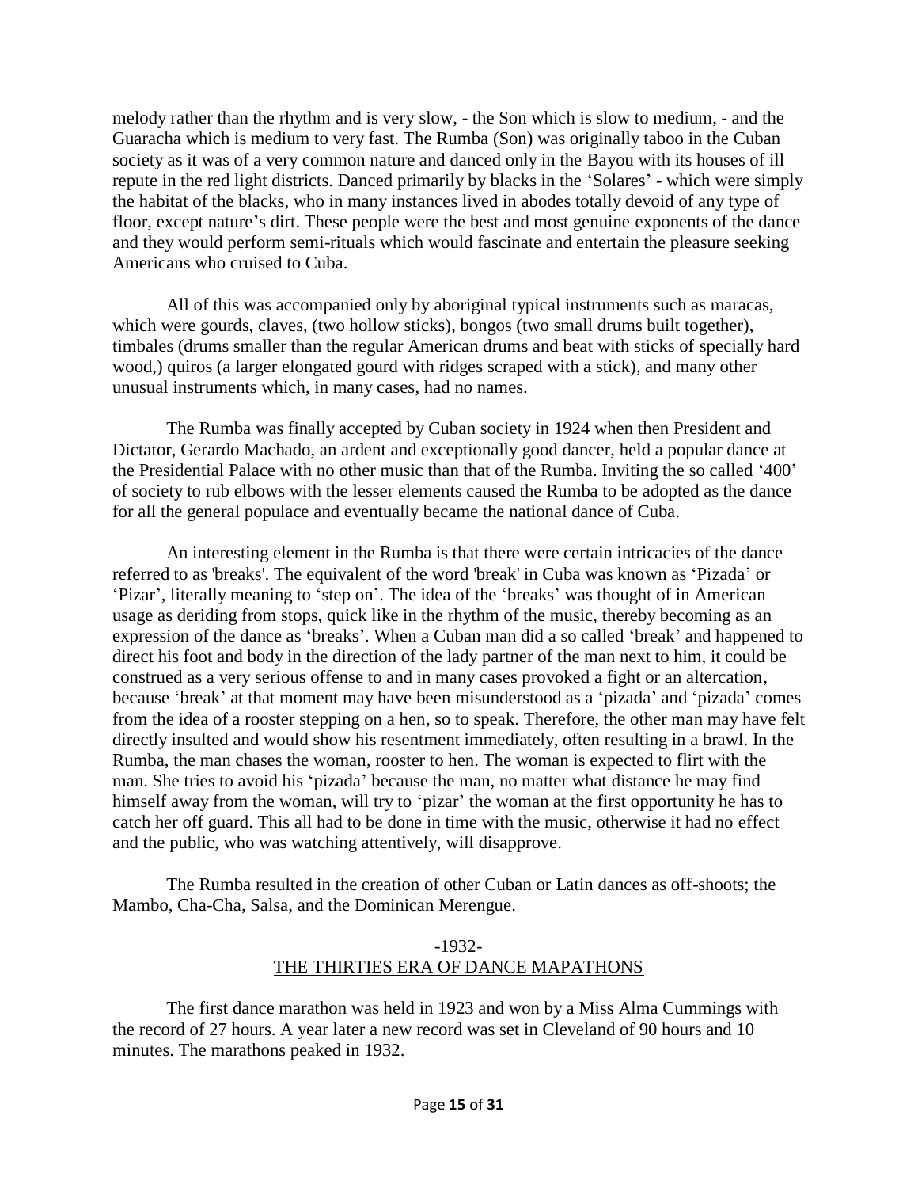melody rather than the rhythm and is very slow, - the Son which is slow to medium, - and the Guaracha which is medium to very fast. The Rumba (Son) was originally taboo in the Cuban society as it was of a very common nature and danced only in the Bayou with its houses of ill repute in the red light districts. Danced primarily by blacks in the 'Solares' - which were simply the habitat of the blacks, who in many instances lived in abodes totally devoid of any type of floor, except nature's dirt. These people were the best and most genuine exponents of the dance and they would perform semi-rituals which would fascinate and entertain the pleasure seeking Americans who cruised to Cuba.

All of this was accompanied only by aboriginal typical instruments such as maracas, which were gourds, claves, (two hollow sticks), bongos (two small drums built together), timbales (drums smaller than the regular American drums and beat with sticks of specially hard wood,) quiros (a larger elongated gourd with ridges scraped with a stick), and many other unusual instruments which, in many cases, had no names.

The Rumba was finally accepted by Cuban society in 1924 when then President and Dictator, Gerardo Machado, an ardent and exceptionally good dancer, held a popular dance at the Presidential Palace with no other music than that of the Rumba. Inviting the so called '400' of society to rub elbows with the lesser elements caused the Rumba to be adopted as the dance for all the general populace and eventually became the national dance of Cuba.

An interesting element in the Rumba is that there were certain intricacies of the dance referred to as 'breaks'. The equivalent of the word 'break' in Cuba was known as 'Pizada' or 'Pizar', literally meaning to 'step on'. The idea of the 'breaks' was thought of in American usage as deriding from stops, quick like in the rhythm of the music, thereby becoming as an expression of the dance as 'breaks'. When a Cuban man did a so called 'break' and happened to direct his foot and body in the direction of the lady partner of the man next to him, it could be construed as a very serious offense to and in many cases provoked a fight or an altercation, because 'break' at that moment may have been misunderstood as a 'pizada' and 'pizada' comes from the idea of a rooster stepping on a hen, so to speak. Therefore, the other man may have felt directly insulted and would show his resentment immediately, often resulting in a brawl. In the Rumba, the man chases the woman, rooster to hen. The woman is expected to flirt with the man. She tries to avoid his 'pizada' because the man, no matter what distance he may find himself away from the woman, will try to 'pizar' the woman at the first opportunity he has to catch her off guard. This all had to be done in time with the music, otherwise it had no effect and the public, who was watching attentively, will disapprove.

The Rumba resulted in the creation of other Cuban or Latin dances as off-shoots; the Mambo, Cha-Cha, Salsa, and the Dominican Merengue.

## -1932-
## THE THIRTIES ERA OF DANCE MAPATHONS

The first dance marathon was held in 1923 and won by a Miss Alma Cummings with the record of 27 hours. A year later a new record was set in Cleveland of 90 hours and 10 minutes. The marathons peaked in 1932.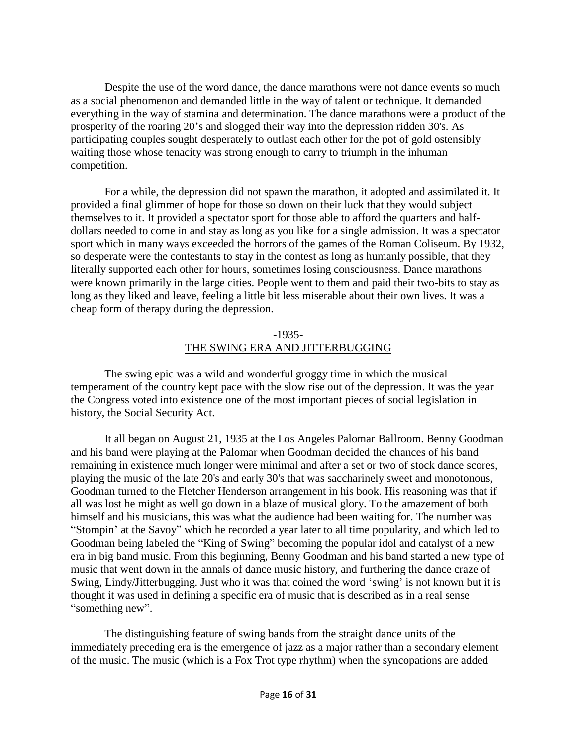Despite the use of the word dance, the dance marathons were not dance events so much as a social phenomenon and demanded little in the way of talent or technique. It demanded everything in the way of stamina and determination. The dance marathons were a product of the prosperity of the roaring 20's and slogged their way into the depression ridden 30's. As participating couples sought desperately to outlast each other for the pot of gold ostensibly waiting those whose tenacity was strong enough to carry to triumph in the inhuman competition.

For a while, the depression did not spawn the marathon, it adopted and assimilated it. It provided a final glimmer of hope for those so down on their luck that they would subject themselves to it. It provided a spectator sport for those able to afford the quarters and half-dollars needed to come in and stay as long as you like for a single admission. It was a spectator sport which in many ways exceeded the horrors of the games of the Roman Coliseum. By 1932, so desperate were the contestants to stay in the contest as long as humanly possible, that they literally supported each other for hours, sometimes losing consciousness. Dance marathons were known primarily in the large cities. People went to them and paid their two-bits to stay as long as they liked and leave, feeling a little bit less miserable about their own lives. It was a cheap form of therapy during the depression.

## -1935-
## THE SWING ERA AND JITTERBUGGING

The swing epic was a wild and wonderful groggy time in which the musical temperament of the country kept pace with the slow rise out of the depression. It was the year the Congress voted into existence one of the most important pieces of social legislation in history, the Social Security Act.

It all began on August 21, 1935 at the Los Angeles Palomar Ballroom. Benny Goodman and his band were playing at the Palomar when Goodman decided the chances of his band remaining in existence much longer were minimal and after a set or two of stock dance scores, playing the music of the late 20's and early 30's that was saccharinely sweet and monotonous, Goodman turned to the Fletcher Henderson arrangement in his book. His reasoning was that if all was lost he might as well go down in a blaze of musical glory. To the amazement of both himself and his musicians, this was what the audience had been waiting for. The number was "Stompin' at the Savoy" which he recorded a year later to all time popularity, and which led to Goodman being labeled the "King of Swing" becoming the popular idol and catalyst of a new era in big band music. From this beginning, Benny Goodman and his band started a new type of music that went down in the annals of dance music history, and furthering the dance craze of Swing, Lindy/Jitterbugging. Just who it was that coined the word 'swing' is not known but it is thought it was used in defining a specific era of music that is described as in a real sense "something new".

The distinguishing feature of swing bands from the straight dance units of the immediately preceding era is the emergence of jazz as a major rather than a secondary element of the music. The music (which is a Fox Trot type rhythm) when the syncopations are added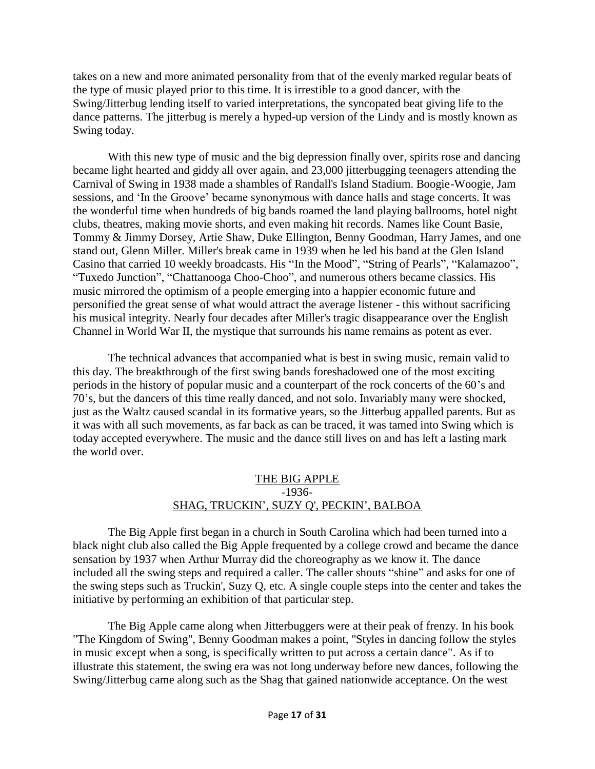takes on a new and more animated personality from that of the evenly marked regular beats of the type of music played prior to this time. It is irrestible to a good dancer, with the Swing/Jitterbug lending itself to varied interpretations, the syncopated beat giving life to the dance patterns. The jitterbug is merely a hyped-up version of the Lindy and is mostly known as Swing today.

With this new type of music and the big depression finally over, spirits rose and dancing became light hearted and giddy all over again, and 23,000 jitterbugging teenagers attending the Carnival of Swing in 1938 made a shambles of Randall's Island Stadium. Boogie-Woogie, Jam sessions, and 'In the Groove' became synonymous with dance halls and stage concerts. It was the wonderful time when hundreds of big bands roamed the land playing ballrooms, hotel night clubs, theatres, making movie shorts, and even making hit records. Names like Count Basie, Tommy & Jimmy Dorsey, Artie Shaw, Duke Ellington, Benny Goodman, Harry James, and one stand out, Glenn Miller. Miller's break came in 1939 when he led his band at the Glen Island Casino that carried 10 weekly broadcasts. His "In the Mood", "String of Pearls", "Kalamazoo", "Tuxedo Junction", "Chattanooga Choo-Choo", and numerous others became classics. His music mirrored the optimism of a people emerging into a happier economic future and personified the great sense of what would attract the average listener - this without sacrificing his musical integrity. Nearly four decades after Miller's tragic disappearance over the English Channel in World War II, the mystique that surrounds his name remains as potent as ever.

The technical advances that accompanied what is best in swing music, remain valid to this day. The breakthrough of the first swing bands foreshadowed one of the most exciting periods in the history of popular music and a counterpart of the rock concerts of the 60's and 70's, but the dancers of this time really danced, and not solo. Invariably many were shocked, just as the Waltz caused scandal in its formative years, so the Jitterbug appalled parents. But as it was with all such movements, as far back as can be traced, it was tamed into Swing which is today accepted everywhere. The music and the dance still lives on and has left a lasting mark the world over.

## THE BIG APPLE
### -1936-
### SHAG, TRUCKIN', SUZY Q', PECKIN', BALBOA

The Big Apple first began in a church in South Carolina which had been turned into a black night club also called the Big Apple frequented by a college crowd and became the dance sensation by 1937 when Arthur Murray did the choreography as we know it. The dance included all the swing steps and required a caller. The caller shouts "shine" and asks for one of the swing steps such as Truckin', Suzy Q, etc. A single couple steps into the center and takes the initiative by performing an exhibition of that particular step.

The Big Apple came along when Jitterbuggers were at their peak of frenzy. In his book "The Kingdom of Swing", Benny Goodman makes a point, "Styles in dancing follow the styles in music except when a song, is specifically written to put across a certain dance". As if to illustrate this statement, the swing era was not long underway before new dances, following the Swing/Jitterbug came along such as the Shag that gained nationwide acceptance. On the west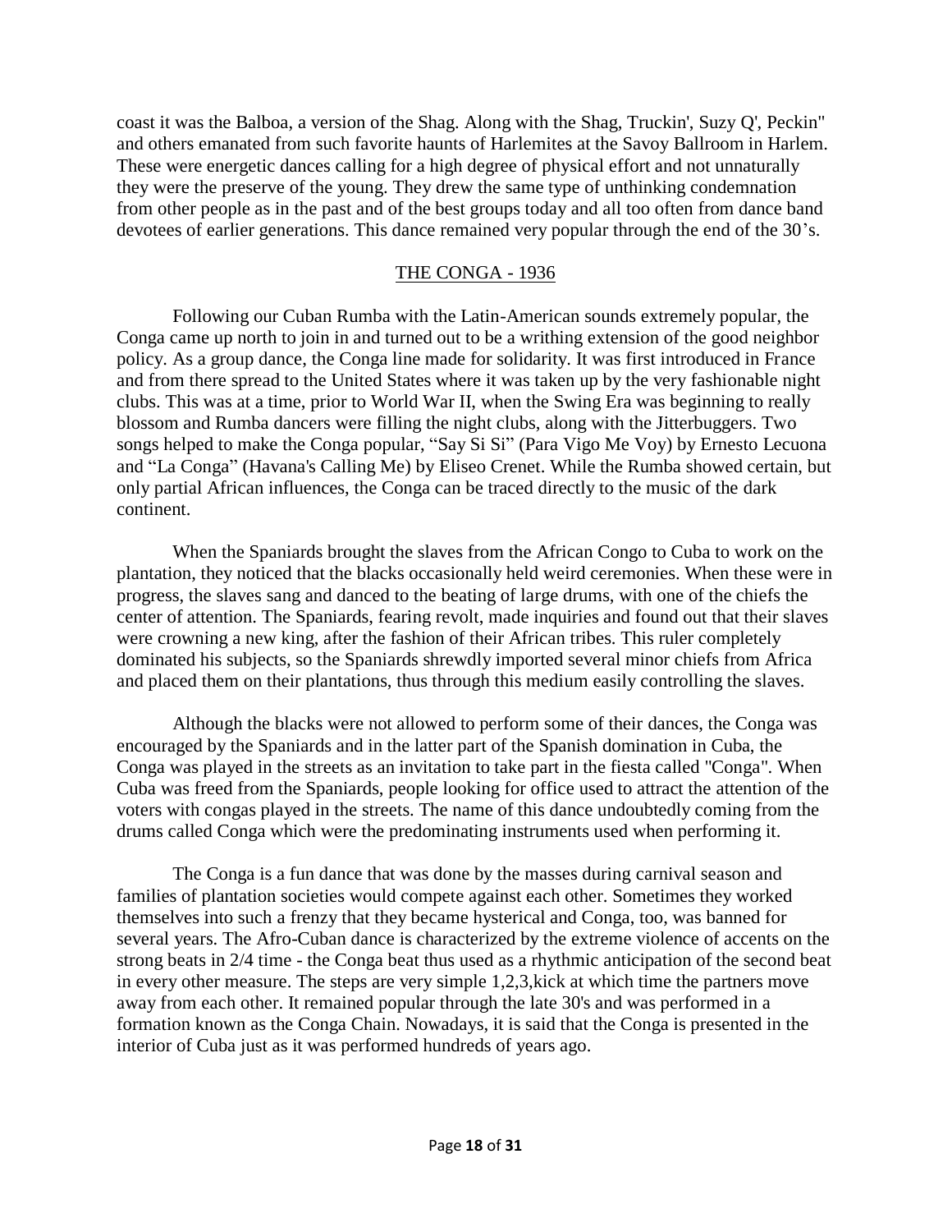coast it was the Balboa, a version of the Shag. Along with the Shag, Truckin', Suzy Q', Peckin" and others emanated from such favorite haunts of Harlemites at the Savoy Ballroom in Harlem. These were energetic dances calling for a high degree of physical effort and not unnaturally they were the preserve of the young. They drew the same type of unthinking condemnation from other people as in the past and of the best groups today and all too often from dance band devotees of earlier generations. This dance remained very popular through the end of the 30's.

## THE CONGA - 1936

Following our Cuban Rumba with the Latin-American sounds extremely popular, the Conga came up north to join in and turned out to be a writhing extension of the good neighbor policy. As a group dance, the Conga line made for solidarity. It was first introduced in France and from there spread to the United States where it was taken up by the very fashionable night clubs. This was at a time, prior to World War II, when the Swing Era was beginning to really blossom and Rumba dancers were filling the night clubs, along with the Jitterbuggers. Two songs helped to make the Conga popular, "Say Si Si" (Para Vigo Me Voy) by Ernesto Lecuona and "La Conga" (Havana's Calling Me) by Eliseo Crenet. While the Rumba showed certain, but only partial African influences, the Conga can be traced directly to the music of the dark continent.

When the Spaniards brought the slaves from the African Congo to Cuba to work on the plantation, they noticed that the blacks occasionally held weird ceremonies. When these were in progress, the slaves sang and danced to the beating of large drums, with one of the chiefs the center of attention. The Spaniards, fearing revolt, made inquiries and found out that their slaves were crowning a new king, after the fashion of their African tribes. This ruler completely dominated his subjects, so the Spaniards shrewdly imported several minor chiefs from Africa and placed them on their plantations, thus through this medium easily controlling the slaves.

Although the blacks were not allowed to perform some of their dances, the Conga was encouraged by the Spaniards and in the latter part of the Spanish domination in Cuba, the Conga was played in the streets as an invitation to take part in the fiesta called "Conga". When Cuba was freed from the Spaniards, people looking for office used to attract the attention of the voters with congas played in the streets. The name of this dance undoubtedly coming from the drums called Conga which were the predominating instruments used when performing it.

The Conga is a fun dance that was done by the masses during carnival season and families of plantation societies would compete against each other. Sometimes they worked themselves into such a frenzy that they became hysterical and Conga, too, was banned for several years. The Afro-Cuban dance is characterized by the extreme violence of accents on the strong beats in 2/4 time - the Conga beat thus used as a rhythmic anticipation of the second beat in every other measure. The steps are very simple 1,2,3,kick at which time the partners move away from each other. It remained popular through the late 30's and was performed in a formation known as the Conga Chain. Nowadays, it is said that the Conga is presented in the interior of Cuba just as it was performed hundreds of years ago.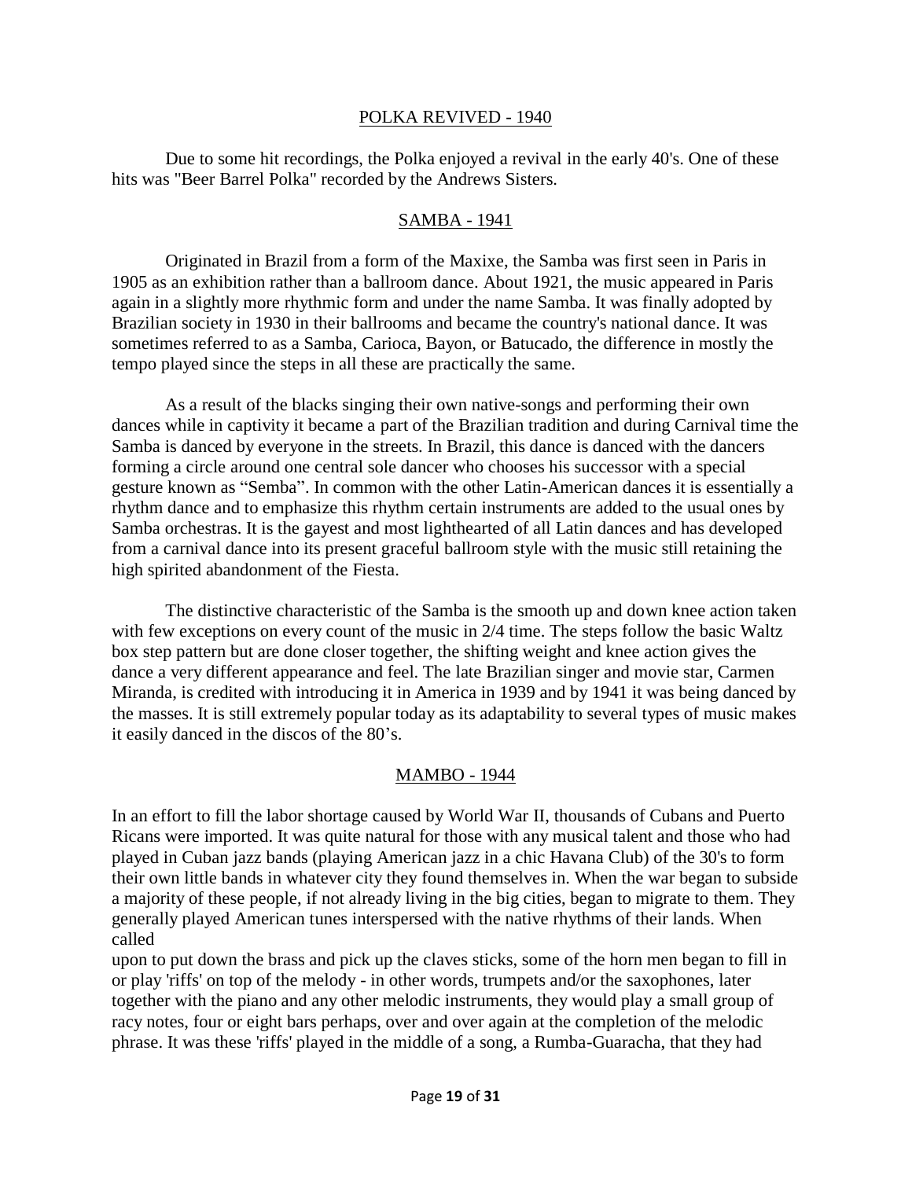## POLKA REVIVED - 1940

Due to some hit recordings, the Polka enjoyed a revival in the early 40's. One of these hits was "Beer Barrel Polka" recorded by the Andrews Sisters.

## SAMBA - 1941

Originated in Brazil from a form of the Maxixe, the Samba was first seen in Paris in 1905 as an exhibition rather than a ballroom dance. About 1921, the music appeared in Paris again in a slightly more rhythmic form and under the name Samba. It was finally adopted by Brazilian society in 1930 in their ballrooms and became the country's national dance. It was sometimes referred to as a Samba, Carioca, Bayon, or Batucado, the difference in mostly the tempo played since the steps in all these are practically the same.

As a result of the blacks singing their own native-songs and performing their own dances while in captivity it became a part of the Brazilian tradition and during Carnival time the Samba is danced by everyone in the streets. In Brazil, this dance is danced with the dancers forming a circle around one central sole dancer who chooses his successor with a special gesture known as "Semba". In common with the other Latin-American dances it is essentially a rhythm dance and to emphasize this rhythm certain instruments are added to the usual ones by Samba orchestras. It is the gayest and most lighthearted of all Latin dances and has developed from a carnival dance into its present graceful ballroom style with the music still retaining the high spirited abandonment of the Fiesta.

The distinctive characteristic of the Samba is the smooth up and down knee action taken with few exceptions on every count of the music in 2/4 time. The steps follow the basic Waltz box step pattern but are done closer together, the shifting weight and knee action gives the dance a very different appearance and feel. The late Brazilian singer and movie star, Carmen Miranda, is credited with introducing it in America in 1939 and by 1941 it was being danced by the masses. It is still extremely popular today as its adaptability to several types of music makes it easily danced in the discos of the 80's.

## MAMBO - 1944

In an effort to fill the labor shortage caused by World War II, thousands of Cubans and Puerto Ricans were imported. It was quite natural for those with any musical talent and those who had played in Cuban jazz bands (playing American jazz in a chic Havana Club) of the 30's to form their own little bands in whatever city they found themselves in. When the war began to subside a majority of these people, if not already living in the big cities, began to migrate to them. They generally played American tunes interspersed with the native rhythms of their lands. When called upon to put down the brass and pick up the claves sticks, some of the horn men began to fill in or play 'riffs' on top of the melody - in other words, trumpets and/or the saxophones, later together with the piano and any other melodic instruments, they would play a small group of racy notes, four or eight bars perhaps, over and over again at the completion of the melodic phrase. It was these 'riffs' played in the middle of a song, a Rumba-Guaracha, that they had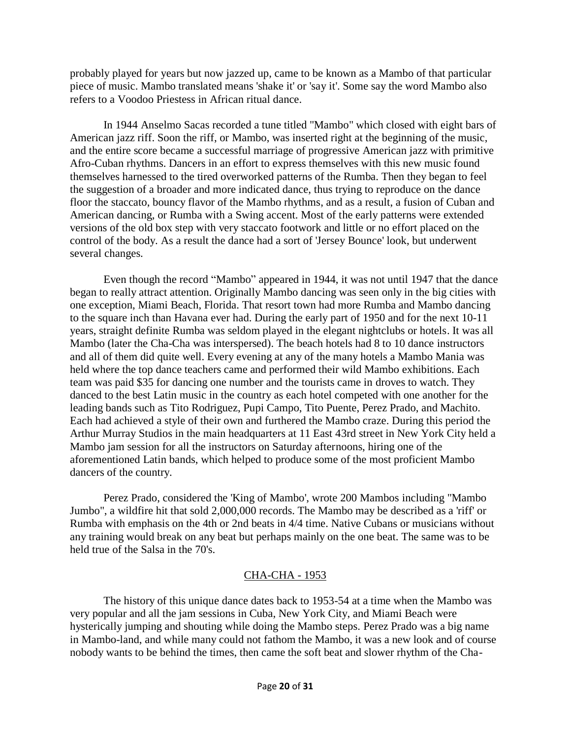probably played for years but now jazzed up, came to be known as a Mambo of that particular piece of music. Mambo translated means 'shake it' or 'say it'. Some say the word Mambo also refers to a Voodoo Priestess in African ritual dance.

In 1944 Anselmo Sacas recorded a tune titled "Mambo" which closed with eight bars of American jazz riff. Soon the riff, or Mambo, was inserted right at the beginning of the music, and the entire score became a successful marriage of progressive American jazz with primitive Afro-Cuban rhythms. Dancers in an effort to express themselves with this new music found themselves harnessed to the tired overworked patterns of the Rumba. Then they began to feel the suggestion of a broader and more indicated dance, thus trying to reproduce on the dance floor the staccato, bouncy flavor of the Mambo rhythms, and as a result, a fusion of Cuban and American dancing, or Rumba with a Swing accent. Most of the early patterns were extended versions of the old box step with very staccato footwork and little or no effort placed on the control of the body. As a result the dance had a sort of 'Jersey Bounce' look, but underwent several changes.

Even though the record "Mambo" appeared in 1944, it was not until 1947 that the dance began to really attract attention. Originally Mambo dancing was seen only in the big cities with one exception, Miami Beach, Florida. That resort town had more Rumba and Mambo dancing to the square inch than Havana ever had. During the early part of 1950 and for the next 10-11 years, straight definite Rumba was seldom played in the elegant nightclubs or hotels. It was all Mambo (later the Cha-Cha was interspersed). The beach hotels had 8 to 10 dance instructors and all of them did quite well. Every evening at any of the many hotels a Mambo Mania was held where the top dance teachers came and performed their wild Mambo exhibitions. Each team was paid $35 for dancing one number and the tourists came in droves to watch. They danced to the best Latin music in the country as each hotel competed with one another for the leading bands such as Tito Rodriguez, Pupi Campo, Tito Puente, Perez Prado, and Machito. Each had achieved a style of their own and furthered the Mambo craze. During this period the Arthur Murray Studios in the main headquarters at 11 East 43rd street in New York City held a Mambo jam session for all the instructors on Saturday afternoons, hiring one of the aforementioned Latin bands, which helped to produce some of the most proficient Mambo dancers of the country.

Perez Prado, considered the 'King of Mambo', wrote 200 Mambos including "Mambo Jumbo", a wildfire hit that sold 2,000,000 records. The Mambo may be described as a 'riff' or Rumba with emphasis on the 4th or 2nd beats in 4/4 time. Native Cubans or musicians without any training would break on any beat but perhaps mainly on the one beat. The same was to be held true of the Salsa in the 70's.

## CHA-CHA - 1953

The history of this unique dance dates back to 1953-54 at a time when the Mambo was very popular and all the jam sessions in Cuba, New York City, and Miami Beach were hysterically jumping and shouting while doing the Mambo steps. Perez Prado was a big name in Mambo-land, and while many could not fathom the Mambo, it was a new look and of course nobody wants to be behind the times, then came the soft beat and slower rhythm of the Cha-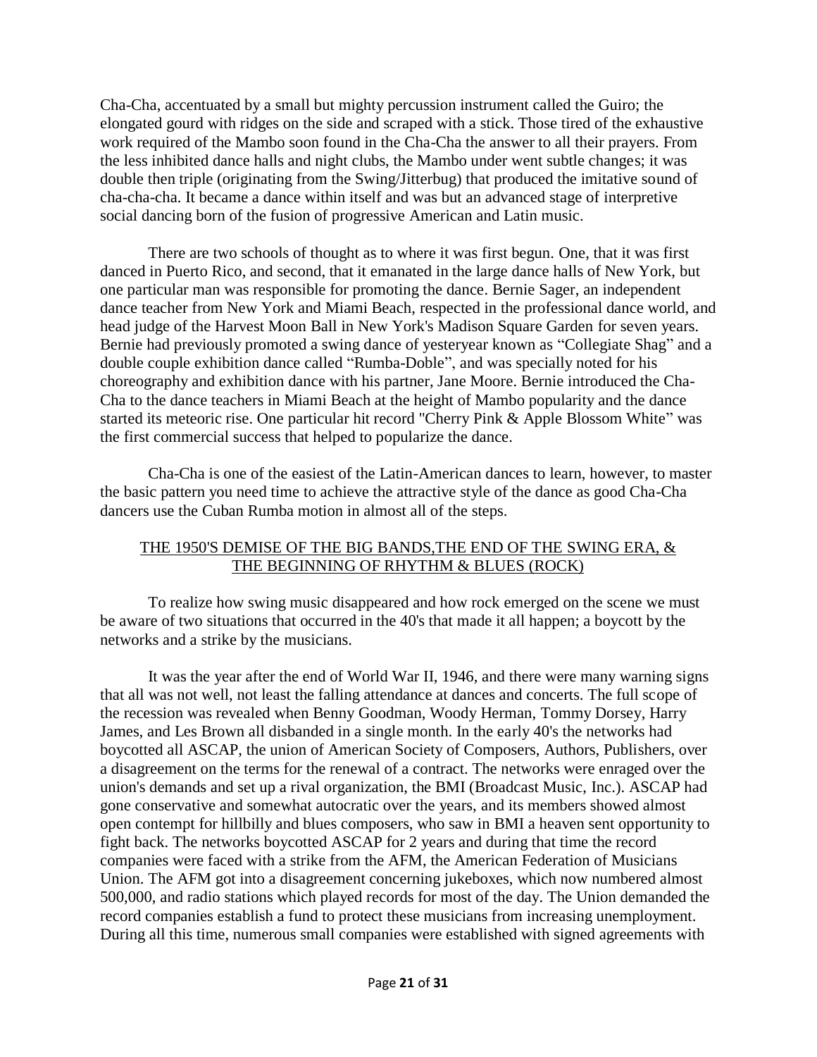Cha-Cha, accentuated by a small but mighty percussion instrument called the Guiro; the elongated gourd with ridges on the side and scraped with a stick. Those tired of the exhaustive work required of the Mambo soon found in the Cha-Cha the answer to all their prayers. From the less inhibited dance halls and night clubs, the Mambo under went subtle changes; it was double then triple (originating from the Swing/Jitterbug) that produced the imitative sound of cha-cha-cha. It became a dance within itself and was but an advanced stage of interpretive social dancing born of the fusion of progressive American and Latin music.

There are two schools of thought as to where it was first begun. One, that it was first danced in Puerto Rico, and second, that it emanated in the large dance halls of New York, but one particular man was responsible for promoting the dance. Bernie Sager, an independent dance teacher from New York and Miami Beach, respected in the professional dance world, and head judge of the Harvest Moon Ball in New York's Madison Square Garden for seven years. Bernie had previously promoted a swing dance of yesteryear known as "Collegiate Shag" and a double couple exhibition dance called "Rumba-Doble", and was specially noted for his choreography and exhibition dance with his partner, Jane Moore. Bernie introduced the Cha-Cha to the dance teachers in Miami Beach at the height of Mambo popularity and the dance started its meteoric rise. One particular hit record "Cherry Pink & Apple Blossom White" was the first commercial success that helped to popularize the dance.

Cha-Cha is one of the easiest of the Latin-American dances to learn, however, to master the basic pattern you need time to achieve the attractive style of the dance as good Cha-Cha dancers use the Cuban Rumba motion in almost all of the steps.

## THE 1950'S DEMISE OF THE BIG BANDS,THE END OF THE SWING ERA, & THE BEGINNING OF RHYTHM & BLUES (ROCK)

To realize how swing music disappeared and how rock emerged on the scene we must be aware of two situations that occurred in the 40's that made it all happen; a boycott by the networks and a strike by the musicians.

It was the year after the end of World War II, 1946, and there were many warning signs that all was not well, not least the falling attendance at dances and concerts. The full scope of the recession was revealed when Benny Goodman, Woody Herman, Tommy Dorsey, Harry James, and Les Brown all disbanded in a single month. In the early 40's the networks had boycotted all ASCAP, the union of American Society of Composers, Authors, Publishers, over a disagreement on the terms for the renewal of a contract. The networks were enraged over the union's demands and set up a rival organization, the BMI (Broadcast Music, Inc.). ASCAP had gone conservative and somewhat autocratic over the years, and its members showed almost open contempt for hillbilly and blues composers, who saw in BMI a heaven sent opportunity to fight back. The networks boycotted ASCAP for 2 years and during that time the record companies were faced with a strike from the AFM, the American Federation of Musicians Union. The AFM got into a disagreement concerning jukeboxes, which now numbered almost 500,000, and radio stations which played records for most of the day. The Union demanded the record companies establish a fund to protect these musicians from increasing unemployment. During all this time, numerous small companies were established with signed agreements with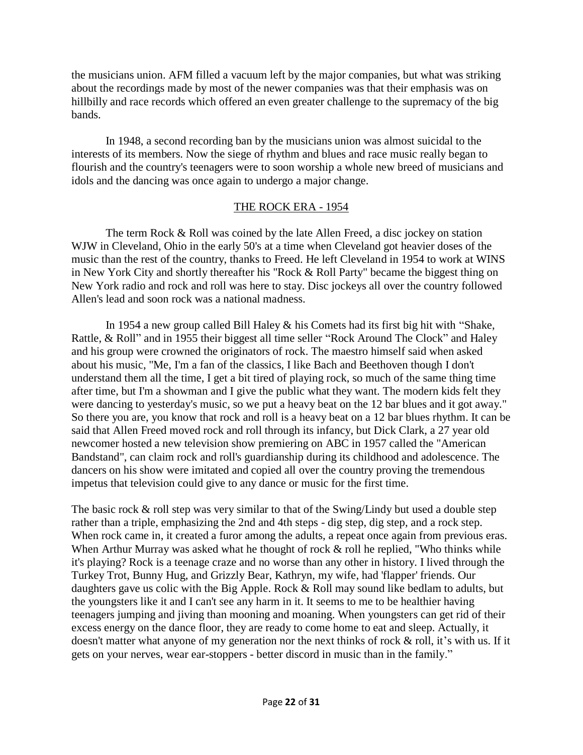the musicians union. AFM filled a vacuum left by the major companies, but what was striking about the recordings made by most of the newer companies was that their emphasis was on hillbilly and race records which offered an even greater challenge to the supremacy of the big bands.

In 1948, a second recording ban by the musicians union was almost suicidal to the interests of its members. Now the siege of rhythm and blues and race music really began to flourish and the country's teenagers were to soon worship a whole new breed of musicians and idols and the dancing was once again to undergo a major change.

## THE ROCK ERA - 1954

The term Rock & Roll was coined by the late Allen Freed, a disc jockey on station WJW in Cleveland, Ohio in the early 50's at a time when Cleveland got heavier doses of the music than the rest of the country, thanks to Freed. He left Cleveland in 1954 to work at WINS in New York City and shortly thereafter his "Rock & Roll Party" became the biggest thing on New York radio and rock and roll was here to stay. Disc jockeys all over the country followed Allen's lead and soon rock was a national madness.

In 1954 a new group called Bill Haley & his Comets had its first big hit with "Shake, Rattle, & Roll" and in 1955 their biggest all time seller "Rock Around The Clock" and Haley and his group were crowned the originators of rock. The maestro himself said when asked about his music, "Me, I'm a fan of the classics, I like Bach and Beethoven though I don't understand them all the time, I get a bit tired of playing rock, so much of the same thing time after time, but I'm a showman and I give the public what they want. The modern kids felt they were dancing to yesterday's music, so we put a heavy beat on the 12 bar blues and it got away." So there you are, you know that rock and roll is a heavy beat on a 12 bar blues rhythm. It can be said that Allen Freed moved rock and roll through its infancy, but Dick Clark, a 27 year old newcomer hosted a new television show premiering on ABC in 1957 called the "American Bandstand", can claim rock and roll's guardianship during its childhood and adolescence. The dancers on his show were imitated and copied all over the country proving the tremendous impetus that television could give to any dance or music for the first time.

The basic rock & roll step was very similar to that of the Swing/Lindy but used a double step rather than a triple, emphasizing the 2nd and 4th steps - dig step, dig step, and a rock step. When rock came in, it created a furor among the adults, a repeat once again from previous eras. When Arthur Murray was asked what he thought of rock & roll he replied, "Who thinks while it's playing? Rock is a teenage craze and no worse than any other in history. I lived through the Turkey Trot, Bunny Hug, and Grizzly Bear, Kathryn, my wife, had 'flapper' friends. Our daughters gave us colic with the Big Apple. Rock & Roll may sound like bedlam to adults, but the youngsters like it and I can't see any harm in it. It seems to me to be healthier having teenagers jumping and jiving than mooning and moaning. When youngsters can get rid of their excess energy on the dance floor, they are ready to come home to eat and sleep. Actually, it doesn't matter what anyone of my generation nor the next thinks of rock & roll, it's with us. If it gets on your nerves, wear ear-stoppers - better discord in music than in the family."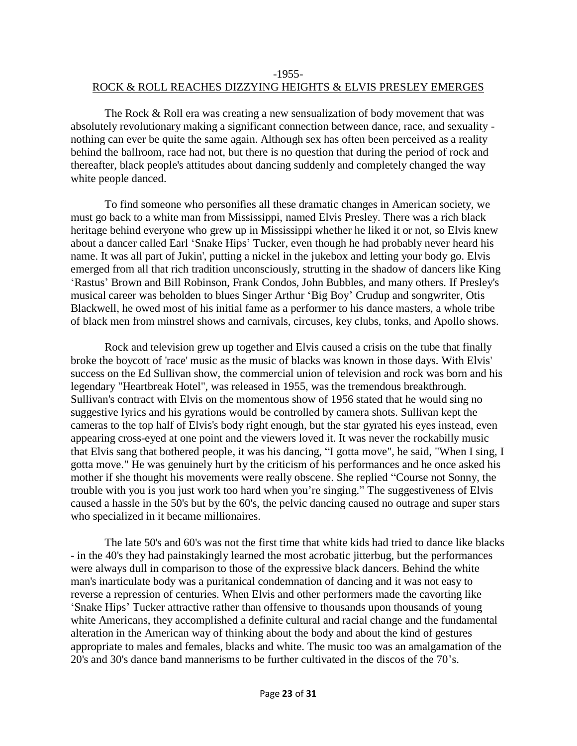-1955-

## ROCK & ROLL REACHES DIZZYING HEIGHTS & ELVIS PRESLEY EMERGES

The Rock & Roll era was creating a new sensualization of body movement that was absolutely revolutionary making a significant connection between dance, race, and sexuality - nothing can ever be quite the same again. Although sex has often been perceived as a reality behind the ballroom, race had not, but there is no question that during the period of rock and thereafter, black people's attitudes about dancing suddenly and completely changed the way white people danced.

To find someone who personifies all these dramatic changes in American society, we must go back to a white man from Mississippi, named Elvis Presley. There was a rich black heritage behind everyone who grew up in Mississippi whether he liked it or not, so Elvis knew about a dancer called Earl 'Snake Hips' Tucker, even though he had probably never heard his name. It was all part of Jukin', putting a nickel in the jukebox and letting your body go. Elvis emerged from all that rich tradition unconsciously, strutting in the shadow of dancers like King 'Rastus' Brown and Bill Robinson, Frank Condos, John Bubbles, and many others. If Presley's musical career was beholden to blues Singer Arthur 'Big Boy' Crudup and songwriter, Otis Blackwell, he owed most of his initial fame as a performer to his dance masters, a whole tribe of black men from minstrel shows and carnivals, circuses, key clubs, tonks, and Apollo shows.

Rock and television grew up together and Elvis caused a crisis on the tube that finally broke the boycott of 'race' music as the music of blacks was known in those days. With Elvis' success on the Ed Sullivan show, the commercial union of television and rock was born and his legendary "Heartbreak Hotel", was released in 1955, was the tremendous breakthrough. Sullivan's contract with Elvis on the momentous show of 1956 stated that he would sing no suggestive lyrics and his gyrations would be controlled by camera shots. Sullivan kept the cameras to the top half of Elvis's body right enough, but the star gyrated his eyes instead, even appearing cross-eyed at one point and the viewers loved it. It was never the rockabilly music that Elvis sang that bothered people, it was his dancing, "I gotta move", he said, "When I sing, I gotta move." He was genuinely hurt by the criticism of his performances and he once asked his mother if she thought his movements were really obscene. She replied "Course not Sonny, the trouble with you is you just work too hard when you're singing." The suggestiveness of Elvis caused a hassle in the 50's but by the 60's, the pelvic dancing caused no outrage and super stars who specialized in it became millionaires.

The late 50's and 60's was not the first time that white kids had tried to dance like blacks - in the 40's they had painstakingly learned the most acrobatic jitterbug, but the performances were always dull in comparison to those of the expressive black dancers. Behind the white man's inarticulate body was a puritanical condemnation of dancing and it was not easy to reverse a repression of centuries. When Elvis and other performers made the cavorting like 'Snake Hips' Tucker attractive rather than offensive to thousands upon thousands of young white Americans, they accomplished a definite cultural and racial change and the fundamental alteration in the American way of thinking about the body and about the kind of gestures appropriate to males and females, blacks and white. The music too was an amalgamation of the 20's and 30's dance band mannerisms to be further cultivated in the discos of the 70's.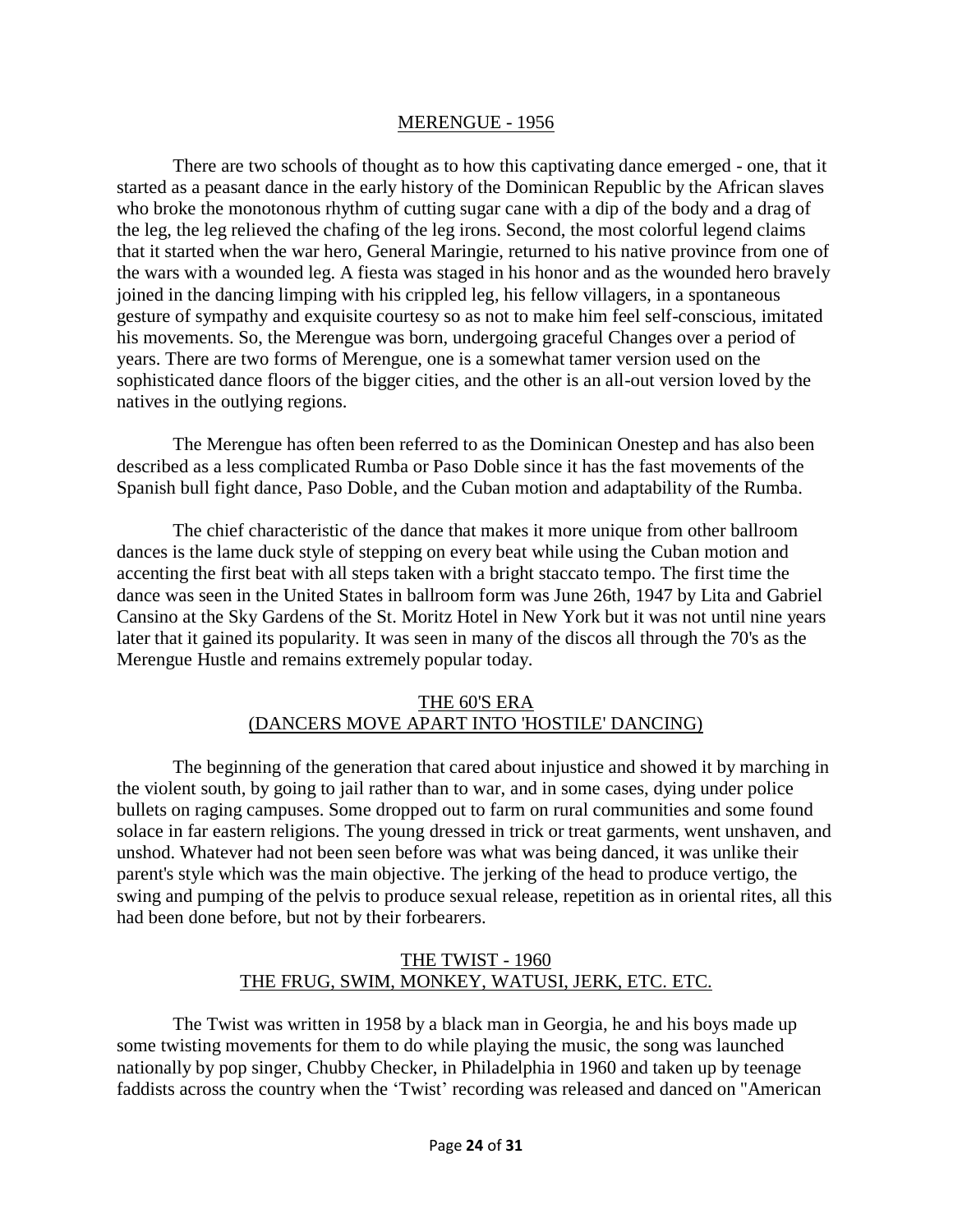## MERENGUE - 1956

There are two schools of thought as to how this captivating dance emerged - one, that it started as a peasant dance in the early history of the Dominican Republic by the African slaves who broke the monotonous rhythm of cutting sugar cane with a dip of the body and a drag of the leg, the leg relieved the chafing of the leg irons. Second, the most colorful legend claims that it started when the war hero, General Maringie, returned to his native province from one of the wars with a wounded leg. A fiesta was staged in his honor and as the wounded hero bravely joined in the dancing limping with his crippled leg, his fellow villagers, in a spontaneous gesture of sympathy and exquisite courtesy so as not to make him feel self-conscious, imitated his movements. So, the Merengue was born, undergoing graceful Changes over a period of years. There are two forms of Merengue, one is a somewhat tamer version used on the sophisticated dance floors of the bigger cities, and the other is an all-out version loved by the natives in the outlying regions.

The Merengue has often been referred to as the Dominican Onestep and has also been described as a less complicated Rumba or Paso Doble since it has the fast movements of the Spanish bull fight dance, Paso Doble, and the Cuban motion and adaptability of the Rumba.

The chief characteristic of the dance that makes it more unique from other ballroom dances is the lame duck style of stepping on every beat while using the Cuban motion and accenting the first beat with all steps taken with a bright staccato tempo. The first time the dance was seen in the United States in ballroom form was June 26th, 1947 by Lita and Gabriel Cansino at the Sky Gardens of the St. Moritz Hotel in New York but it was not until nine years later that it gained its popularity. It was seen in many of the discos all through the 70's as the Merengue Hustle and remains extremely popular today.

## THE 60'S ERA
## (DANCERS MOVE APART INTO 'HOSTILE' DANCING)

The beginning of the generation that cared about injustice and showed it by marching in the violent south, by going to jail rather than to war, and in some cases, dying under police bullets on raging campuses. Some dropped out to farm on rural communities and some found solace in far eastern religions. The young dressed in trick or treat garments, went unshaven, and unshod. Whatever had not been seen before was what was being danced, it was unlike their parent's style which was the main objective. The jerking of the head to produce vertigo, the swing and pumping of the pelvis to produce sexual release, repetition as in oriental rites, all this had been done before, but not by their forbearers.

## THE TWIST - 1960
## THE FRUG, SWIM, MONKEY, WATUSI, JERK, ETC. ETC.

The Twist was written in 1958 by a black man in Georgia, he and his boys made up some twisting movements for them to do while playing the music, the song was launched nationally by pop singer, Chubby Checker, in Philadelphia in 1960 and taken up by teenage faddists across the country when the 'Twist' recording was released and danced on "American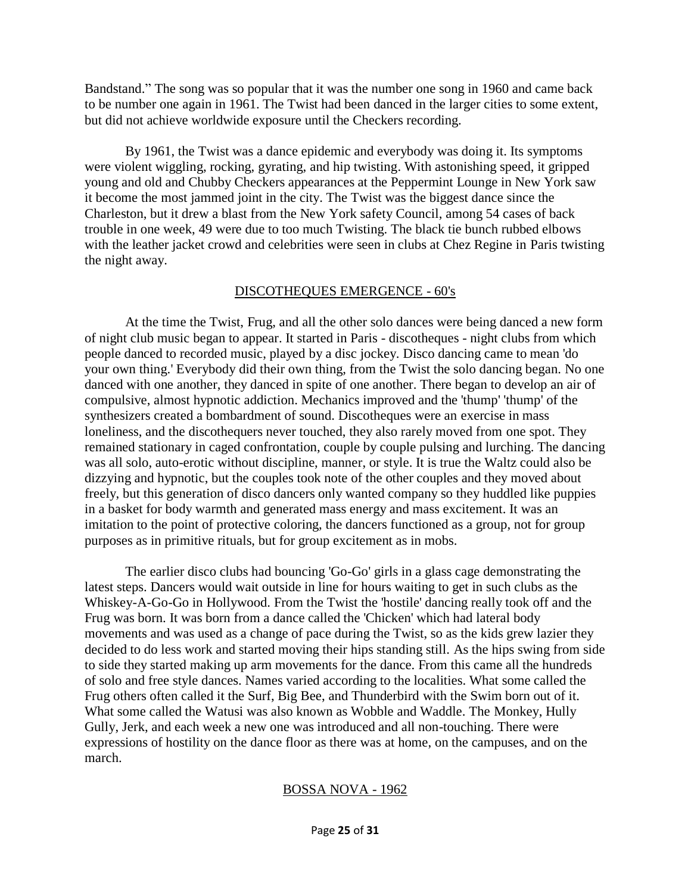Bandstand." The song was so popular that it was the number one song in 1960 and came back to be number one again in 1961. The Twist had been danced in the larger cities to some extent, but did not achieve worldwide exposure until the Checkers recording.

By 1961, the Twist was a dance epidemic and everybody was doing it. Its symptoms were violent wiggling, rocking, gyrating, and hip twisting. With astonishing speed, it gripped young and old and Chubby Checkers appearances at the Peppermint Lounge in New York saw it become the most jammed joint in the city. The Twist was the biggest dance since the Charleston, but it drew a blast from the New York safety Council, among 54 cases of back trouble in one week, 49 were due to too much Twisting. The black tie bunch rubbed elbows with the leather jacket crowd and celebrities were seen in clubs at Chez Regine in Paris twisting the night away.

## DISCOTHEQUES EMERGENCE - 60's

At the time the Twist, Frug, and all the other solo dances were being danced a new form of night club music began to appear. It started in Paris - discotheques - night clubs from which people danced to recorded music, played by a disc jockey. Disco dancing came to mean 'do your own thing.' Everybody did their own thing, from the Twist the solo dancing began. No one danced with one another, they danced in spite of one another. There began to develop an air of compulsive, almost hypnotic addiction. Mechanics improved and the 'thump' 'thump' of the synthesizers created a bombardment of sound. Discotheques were an exercise in mass loneliness, and the discothequers never touched, they also rarely moved from one spot. They remained stationary in caged confrontation, couple by couple pulsing and lurching. The dancing was all solo, auto-erotic without discipline, manner, or style. It is true the Waltz could also be dizzying and hypnotic, but the couples took note of the other couples and they moved about freely, but this generation of disco dancers only wanted company so they huddled like puppies in a basket for body warmth and generated mass energy and mass excitement. It was an imitation to the point of protective coloring, the dancers functioned as a group, not for group purposes as in primitive rituals, but for group excitement as in mobs.

The earlier disco clubs had bouncing 'Go-Go' girls in a glass cage demonstrating the latest steps. Dancers would wait outside in line for hours waiting to get in such clubs as the Whiskey-A-Go-Go in Hollywood. From the Twist the 'hostile' dancing really took off and the Frug was born. It was born from a dance called the 'Chicken' which had lateral body movements and was used as a change of pace during the Twist, so as the kids grew lazier they decided to do less work and started moving their hips standing still. As the hips swing from side to side they started making up arm movements for the dance. From this came all the hundreds of solo and free style dances. Names varied according to the localities. What some called the Frug others often called it the Surf, Big Bee, and Thunderbird with the Swim born out of it. What some called the Watusi was also known as Wobble and Waddle. The Monkey, Hully Gully, Jerk, and each week a new one was introduced and all non-touching. There were expressions of hostility on the dance floor as there was at home, on the campuses, and on the march.

## BOSSA NOVA - 1962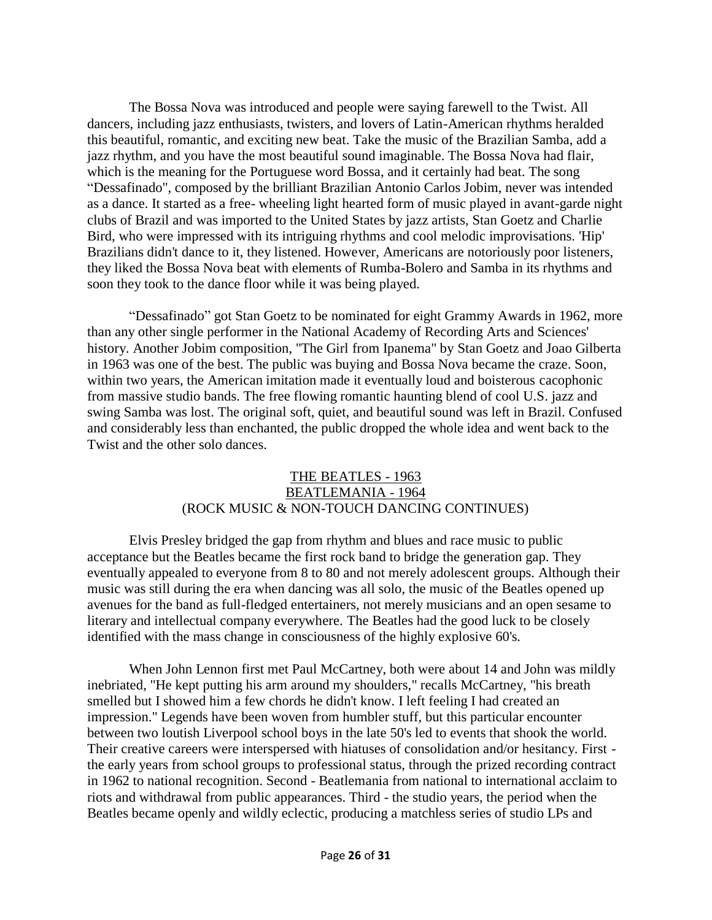The Bossa Nova was introduced and people were saying farewell to the Twist. All dancers, including jazz enthusiasts, twisters, and lovers of Latin-American rhythms heralded this beautiful, romantic, and exciting new beat. Take the music of the Brazilian Samba, add a jazz rhythm, and you have the most beautiful sound imaginable. The Bossa Nova had flair, which is the meaning for the Portuguese word Bossa, and it certainly had beat. The song "Dessafinado", composed by the brilliant Brazilian Antonio Carlos Jobim, never was intended as a dance. It started as a free- wheeling light hearted form of music played in avant-garde night clubs of Brazil and was imported to the United States by jazz artists, Stan Goetz and Charlie Bird, who were impressed with its intriguing rhythms and cool melodic improvisations. 'Hip' Brazilians didn't dance to it, they listened. However, Americans are notoriously poor listeners, they liked the Bossa Nova beat with elements of Rumba-Bolero and Samba in its rhythms and soon they took to the dance floor while it was being played.

"Dessafinado" got Stan Goetz to be nominated for eight Grammy Awards in 1962, more than any other single performer in the National Academy of Recording Arts and Sciences' history. Another Jobim composition, "The Girl from Ipanema" by Stan Goetz and Joao Gilberta in 1963 was one of the best. The public was buying and Bossa Nova became the craze. Soon, within two years, the American imitation made it eventually loud and boisterous cacophonic from massive studio bands. The free flowing romantic haunting blend of cool U.S. jazz and swing Samba was lost. The original soft, quiet, and beautiful sound was left in Brazil. Confused and considerably less than enchanted, the public dropped the whole idea and went back to the Twist and the other solo dances.

## THE BEATLES - 1963
## BEATLEMANIA - 1964
### (ROCK MUSIC & NON-TOUCH DANCING CONTINUES)

Elvis Presley bridged the gap from rhythm and blues and race music to public acceptance but the Beatles became the first rock band to bridge the generation gap. They eventually appealed to everyone from 8 to 80 and not merely adolescent groups. Although their music was still during the era when dancing was all solo, the music of the Beatles opened up avenues for the band as full-fledged entertainers, not merely musicians and an open sesame to literary and intellectual company everywhere. The Beatles had the good luck to be closely identified with the mass change in consciousness of the highly explosive 60's.

When John Lennon first met Paul McCartney, both were about 14 and John was mildly inebriated, "He kept putting his arm around my shoulders," recalls McCartney, "his breath smelled but I showed him a few chords he didn't know. I left feeling I had created an impression." Legends have been woven from humbler stuff, but this particular encounter between two loutish Liverpool school boys in the late 50's led to events that shook the world. Their creative careers were interspersed with hiatuses of consolidation and/or hesitancy. First - the early years from school groups to professional status, through the prized recording contract in 1962 to national recognition. Second - Beatlemania from national to international acclaim to riots and withdrawal from public appearances. Third - the studio years, the period when the Beatles became openly and wildly eclectic, producing a matchless series of studio LPs and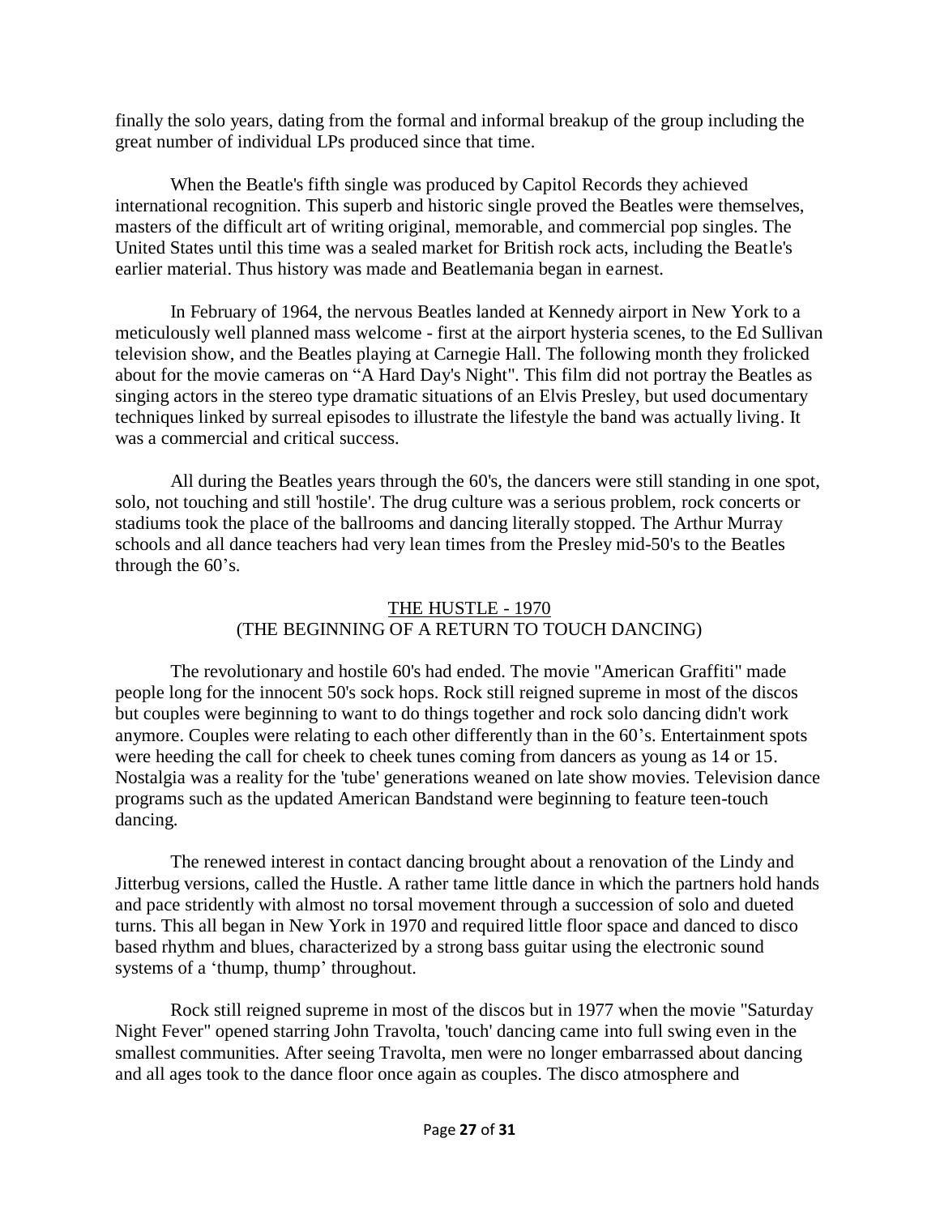finally the solo years, dating from the formal and informal breakup of the group including the great number of individual LPs produced since that time.

When the Beatle's fifth single was produced by Capitol Records they achieved international recognition. This superb and historic single proved the Beatles were themselves, masters of the difficult art of writing original, memorable, and commercial pop singles. The United States until this time was a sealed market for British rock acts, including the Beatle's earlier material. Thus history was made and Beatlemania began in earnest.

In February of 1964, the nervous Beatles landed at Kennedy airport in New York to a meticulously well planned mass welcome - first at the airport hysteria scenes, to the Ed Sullivan television show, and the Beatles playing at Carnegie Hall. The following month they frolicked about for the movie cameras on "A Hard Day's Night". This film did not portray the Beatles as singing actors in the stereo type dramatic situations of an Elvis Presley, but used documentary techniques linked by surreal episodes to illustrate the lifestyle the band was actually living. It was a commercial and critical success.

All during the Beatles years through the 60's, the dancers were still standing in one spot, solo, not touching and still 'hostile'. The drug culture was a serious problem, rock concerts or stadiums took the place of the ballrooms and dancing literally stopped. The Arthur Murray schools and all dance teachers had very lean times from the Presley mid-50's to the Beatles through the 60's.

## THE HUSTLE - 1970
## (THE BEGINNING OF A RETURN TO TOUCH DANCING)

The revolutionary and hostile 60's had ended. The movie "American Graffiti" made people long for the innocent 50's sock hops. Rock still reigned supreme in most of the discos but couples were beginning to want to do things together and rock solo dancing didn't work anymore. Couples were relating to each other differently than in the 60's. Entertainment spots were heeding the call for cheek to cheek tunes coming from dancers as young as 14 or 15. Nostalgia was a reality for the 'tube' generations weaned on late show movies. Television dance programs such as the updated American Bandstand were beginning to feature teen-touch dancing.

The renewed interest in contact dancing brought about a renovation of the Lindy and Jitterbug versions, called the Hustle. A rather tame little dance in which the partners hold hands and pace stridently with almost no torsal movement through a succession of solo and dueted turns. This all began in New York in 1970 and required little floor space and danced to disco based rhythm and blues, characterized by a strong bass guitar using the electronic sound systems of a 'thump, thump' throughout.

Rock still reigned supreme in most of the discos but in 1977 when the movie "Saturday Night Fever" opened starring John Travolta, 'touch' dancing came into full swing even in the smallest communities. After seeing Travolta, men were no longer embarrassed about dancing and all ages took to the dance floor once again as couples. The disco atmosphere and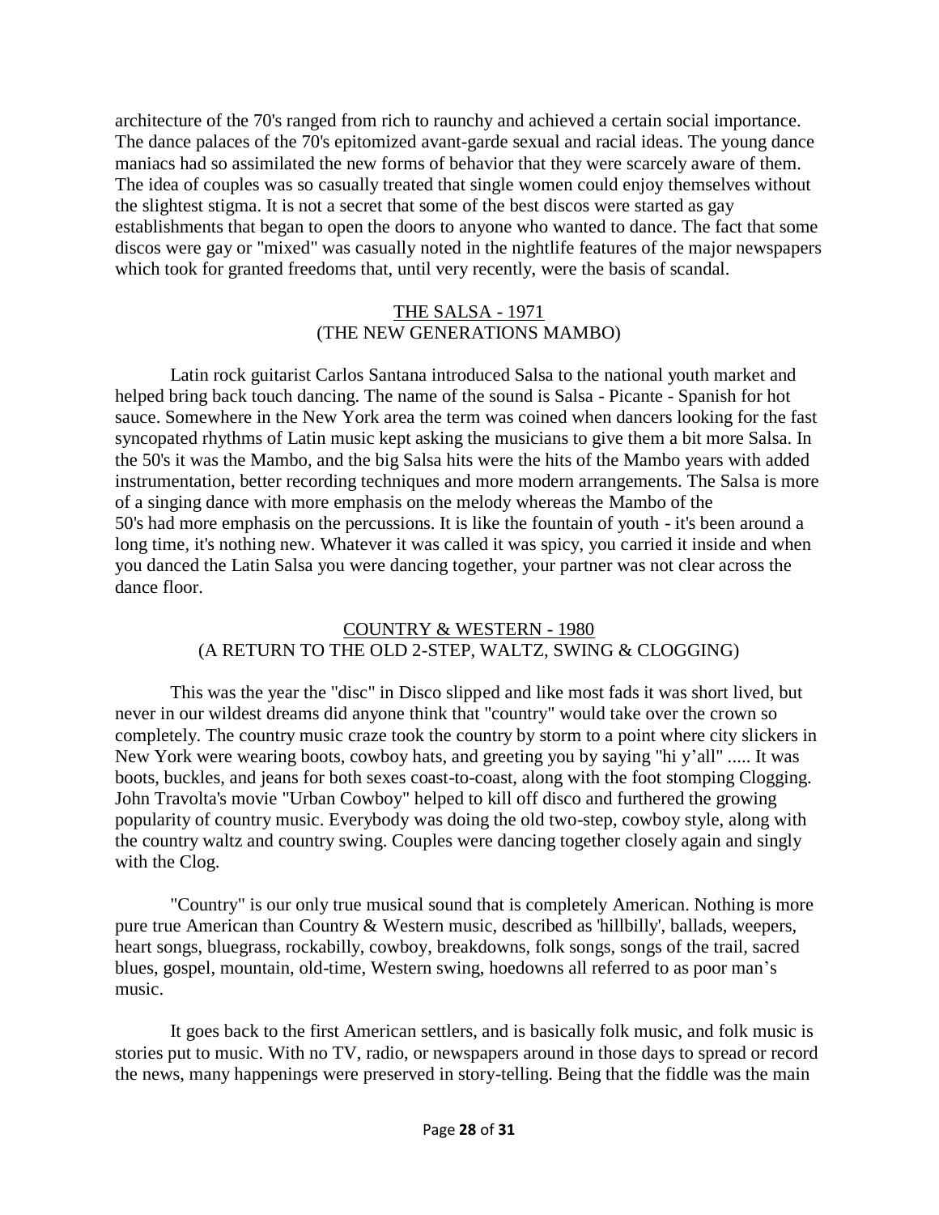architecture of the 70's ranged from rich to raunchy and achieved a certain social importance. The dance palaces of the 70's epitomized avant-garde sexual and racial ideas. The young dance maniacs had so assimilated the new forms of behavior that they were scarcely aware of them. The idea of couples was so casually treated that single women could enjoy themselves without the slightest stigma. It is not a secret that some of the best discos were started as gay establishments that began to open the doors to anyone who wanted to dance. The fact that some discos were gay or "mixed" was casually noted in the nightlife features of the major newspapers which took for granted freedoms that, until very recently, were the basis of scandal.

## THE SALSA - 1971
### (THE NEW GENERATIONS MAMBO)

Latin rock guitarist Carlos Santana introduced Salsa to the national youth market and helped bring back touch dancing. The name of the sound is Salsa - Picante - Spanish for hot sauce. Somewhere in the New York area the term was coined when dancers looking for the fast syncopated rhythms of Latin music kept asking the musicians to give them a bit more Salsa. In the 50's it was the Mambo, and the big Salsa hits were the hits of the Mambo years with added instrumentation, better recording techniques and more modern arrangements. The Salsa is more of a singing dance with more emphasis on the melody whereas the Mambo of the 50's had more emphasis on the percussions. It is like the fountain of youth - it's been around a long time, it's nothing new. Whatever it was called it was spicy, you carried it inside and when you danced the Latin Salsa you were dancing together, your partner was not clear across the dance floor.

## COUNTRY & WESTERN - 1980
### (A RETURN TO THE OLD 2-STEP, WALTZ, SWING & CLOGGING)

This was the year the "disc" in Disco slipped and like most fads it was short lived, but never in our wildest dreams did anyone think that "country" would take over the crown so completely. The country music craze took the country by storm to a point where city slickers in New York were wearing boots, cowboy hats, and greeting you by saying "hi y'all" ..... It was boots, buckles, and jeans for both sexes coast-to-coast, along with the foot stomping Clogging. John Travolta's movie "Urban Cowboy" helped to kill off disco and furthered the growing popularity of country music. Everybody was doing the old two-step, cowboy style, along with the country waltz and country swing. Couples were dancing together closely again and singly with the Clog.

"Country" is our only true musical sound that is completely American. Nothing is more pure true American than Country & Western music, described as 'hillbilly', ballads, weepers, heart songs, bluegrass, rockabilly, cowboy, breakdowns, folk songs, songs of the trail, sacred blues, gospel, mountain, old-time, Western swing, hoedowns all referred to as poor man's music.

It goes back to the first American settlers, and is basically folk music, and folk music is stories put to music. With no TV, radio, or newspapers around in those days to spread or record the news, many happenings were preserved in story-telling. Being that the fiddle was the main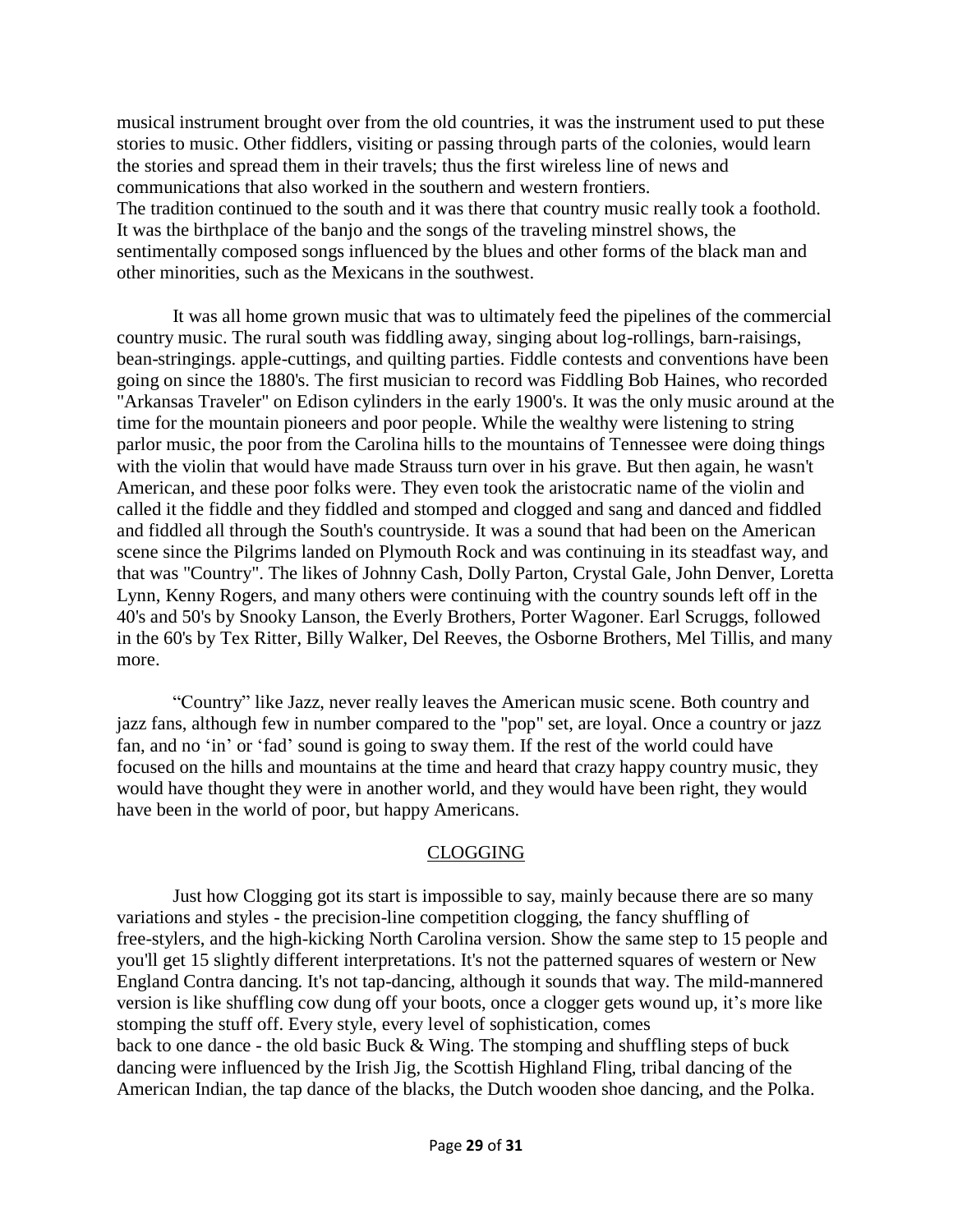musical instrument brought over from the old countries, it was the instrument used to put these stories to music. Other fiddlers, visiting or passing through parts of the colonies, would learn the stories and spread them in their travels; thus the first wireless line of news and communications that also worked in the southern and western frontiers.
The tradition continued to the south and it was there that country music really took a foothold. It was the birthplace of the banjo and the songs of the traveling minstrel shows, the sentimentally composed songs influenced by the blues and other forms of the black man and other minorities, such as the Mexicans in the southwest.

It was all home grown music that was to ultimately feed the pipelines of the commercial country music. The rural south was fiddling away, singing about log-rollings, barn-raisings, bean-stringings. apple-cuttings, and quilting parties. Fiddle contests and conventions have been going on since the 1880's. The first musician to record was Fiddling Bob Haines, who recorded "Arkansas Traveler" on Edison cylinders in the early 1900's. It was the only music around at the time for the mountain pioneers and poor people. While the wealthy were listening to string parlor music, the poor from the Carolina hills to the mountains of Tennessee were doing things with the violin that would have made Strauss turn over in his grave. But then again, he wasn't American, and these poor folks were. They even took the aristocratic name of the violin and called it the fiddle and they fiddled and stomped and clogged and sang and danced and fiddled and fiddled all through the South's countryside. It was a sound that had been on the American scene since the Pilgrims landed on Plymouth Rock and was continuing in its steadfast way, and that was "Country". The likes of Johnny Cash, Dolly Parton, Crystal Gale, John Denver, Loretta Lynn, Kenny Rogers, and many others were continuing with the country sounds left off in the 40's and 50's by Snooky Lanson, the Everly Brothers, Porter Wagoner. Earl Scruggs, followed in the 60's by Tex Ritter, Billy Walker, Del Reeves, the Osborne Brothers, Mel Tillis, and many more.

“Country” like Jazz, never really leaves the American music scene. Both country and jazz fans, although few in number compared to the "pop" set, are loyal. Once a country or jazz fan, and no ‘in’ or ‘fad’ sound is going to sway them. If the rest of the world could have focused on the hills and mountains at the time and heard that crazy happy country music, they would have thought they were in another world, and they would have been right, they would have been in the world of poor, but happy Americans.

## CLOGGING

Just how Clogging got its start is impossible to say, mainly because there are so many variations and styles - the precision-line competition clogging, the fancy shuffling of free-stylers, and the high-kicking North Carolina version. Show the same step to 15 people and you'll get 15 slightly different interpretations. It's not the patterned squares of western or New England Contra dancing. It's not tap-dancing, although it sounds that way. The mild-mannered version is like shuffling cow dung off your boots, once a clogger gets wound up, it’s more like stomping the stuff off. Every style, every level of sophistication, comes back to one dance - the old basic Buck & Wing. The stomping and shuffling steps of buck dancing were influenced by the Irish Jig, the Scottish Highland Fling, tribal dancing of the American Indian, the tap dance of the blacks, the Dutch wooden shoe dancing, and the Polka.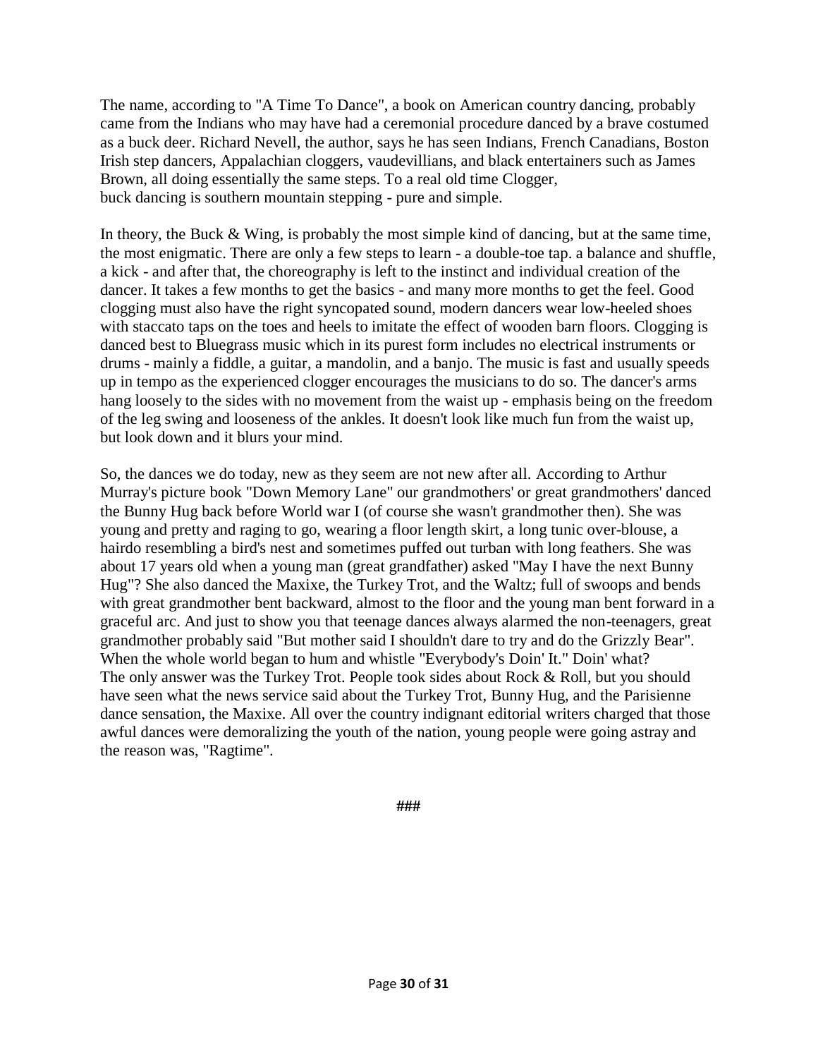The name, according to "A Time To Dance", a book on American country dancing, probably came from the Indians who may have had a ceremonial procedure danced by a brave costumed as a buck deer. Richard Nevell, the author, says he has seen Indians, French Canadians, Boston Irish step dancers, Appalachian cloggers, vaudevillians, and black entertainers such as James Brown, all doing essentially the same steps. To a real old time Clogger, buck dancing is southern mountain stepping - pure and simple.

In theory, the Buck & Wing, is probably the most simple kind of dancing, but at the same time, the most enigmatic. There are only a few steps to learn - a double-toe tap. a balance and shuffle, a kick - and after that, the choreography is left to the instinct and individual creation of the dancer. It takes a few months to get the basics - and many more months to get the feel. Good clogging must also have the right syncopated sound, modern dancers wear low-heeled shoes with staccato taps on the toes and heels to imitate the effect of wooden barn floors. Clogging is danced best to Bluegrass music which in its purest form includes no electrical instruments or drums - mainly a fiddle, a guitar, a mandolin, and a banjo. The music is fast and usually speeds up in tempo as the experienced clogger encourages the musicians to do so. The dancer's arms hang loosely to the sides with no movement from the waist up - emphasis being on the freedom of the leg swing and looseness of the ankles. It doesn't look like much fun from the waist up, but look down and it blurs your mind.

So, the dances we do today, new as they seem are not new after all. According to Arthur Murray's picture book "Down Memory Lane" our grandmothers' or great grandmothers' danced the Bunny Hug back before World war I (of course she wasn't grandmother then). She was young and pretty and raging to go, wearing a floor length skirt, a long tunic over-blouse, a hairdo resembling a bird's nest and sometimes puffed out turban with long feathers. She was about 17 years old when a young man (great grandfather) asked "May I have the next Bunny Hug"? She also danced the Maxixe, the Turkey Trot, and the Waltz; full of swoops and bends with great grandmother bent backward, almost to the floor and the young man bent forward in a graceful arc. And just to show you that teenage dances always alarmed the non-teenagers, great grandmother probably said "But mother said I shouldn't dare to try and do the Grizzly Bear". When the whole world began to hum and whistle "Everybody's Doin' It." Doin' what? The only answer was the Turkey Trot. People took sides about Rock & Roll, but you should have seen what the news service said about the Turkey Trot, Bunny Hug, and the Parisienne dance sensation, the Maxixe. All over the country indignant editorial writers charged that those awful dances were demoralizing the youth of the nation, young people were going astray and the reason was, "Ragtime".

**###**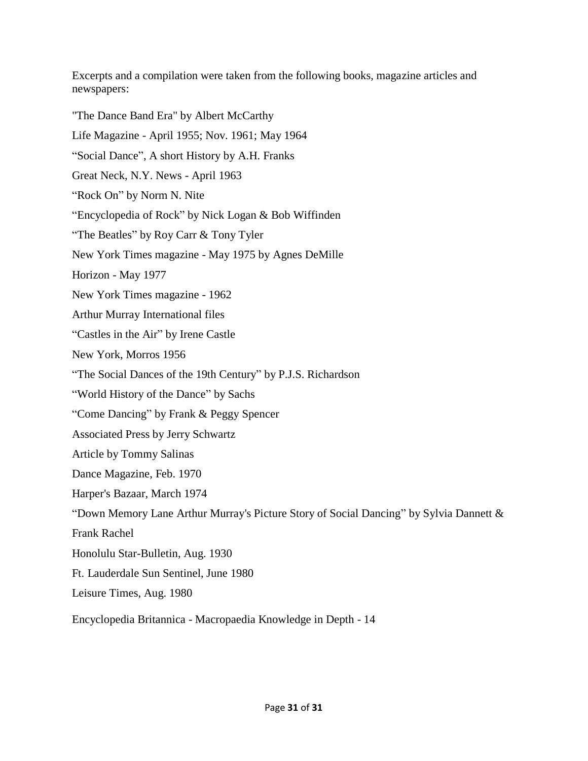Excerpts and a compilation were taken from the following books, magazine articles and newspapers:

"The Dance Band Era" by Albert McCarthy

Life Magazine - April 1955; Nov. 1961; May 1964

“Social Dance”, A short History by A.H. Franks

Great Neck, N.Y. News - April 1963

“Rock On” by Norm N. Nite

“Encyclopedia of Rock” by Nick Logan & Bob Wiffinden

“The Beatles” by Roy Carr & Tony Tyler

New York Times magazine - May 1975 by Agnes DeMille

Horizon - May 1977

New York Times magazine - 1962

Arthur Murray International files

“Castles in the Air” by Irene Castle

New York, Morros 1956

“The Social Dances of the 19th Century” by P.J.S. Richardson

“World History of the Dance” by Sachs

“Come Dancing” by Frank & Peggy Spencer

Associated Press by Jerry Schwartz

Article by Tommy Salinas

Dance Magazine, Feb. 1970

Harper's Bazaar, March 1974

“Down Memory Lane Arthur Murray's Picture Story of Social Dancing” by Sylvia Dannett & Frank Rachel

Honolulu Star-Bulletin, Aug. 1930

Ft. Lauderdale Sun Sentinel, June 1980

Leisure Times, Aug. 1980

Encyclopedia Britannica - Macropaedia Knowledge in Depth - 14